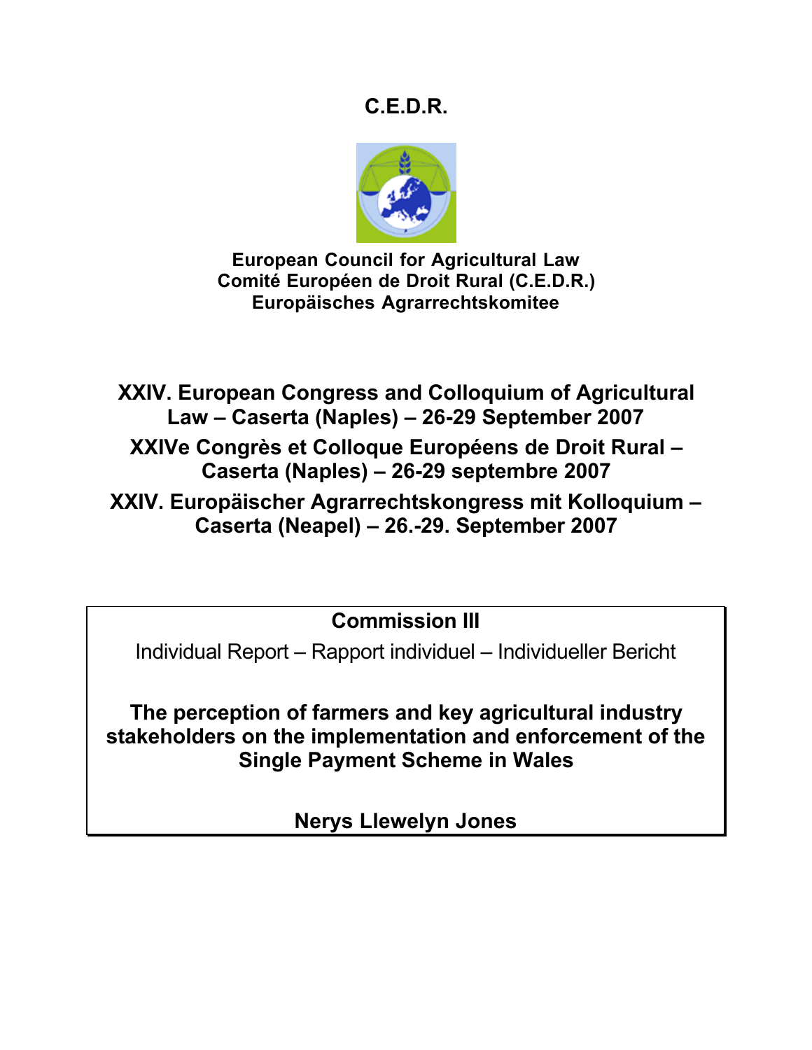# C.E.D.R.

**European Council for Agricultural Law**
**Comité Européen de Droit Rural (C.E.D.R.)**
**Europäisches Agrarrechtskomitee**

## XXIV. European Congress and Colloquium of Agricultural Law – Caserta (Naples) – 26-29 September 2007

## XXIVe Congrès et Colloque Européens de Droit Rural – Caserta (Naples) – 26-29 septembre 2007

## XXIV. Europäischer Agrarrechtskongress mit Kolloquium – Caserta (Neapel) – 26.-29. September 2007

**Commission III**

Individual Report – Rapport individuel – Individueller Bericht

**The perception of farmers and key agricultural industry stakeholders on the implementation and enforcement of the Single Payment Scheme in Wales**

**Nerys Llewelyn Jones**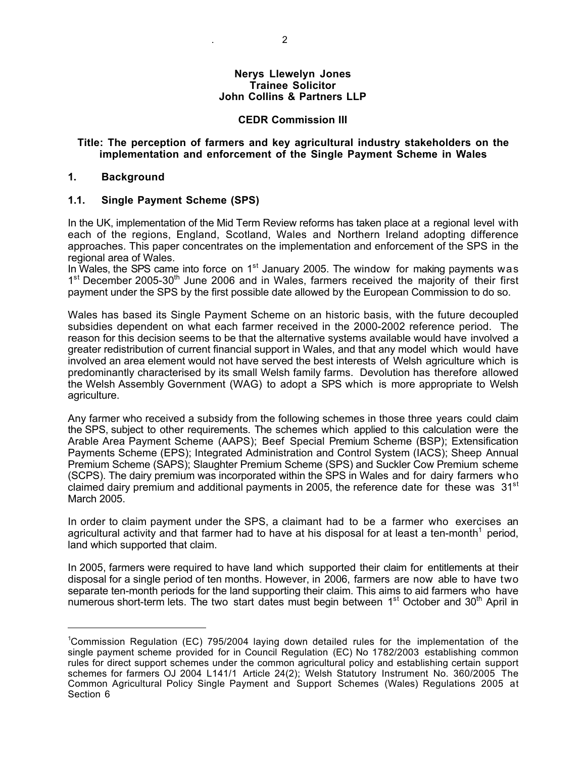**Nerys Llewelyn Jones**
**Trainee Solicitor**
**John Collins & Partners LLP**

**CEDR Commission III**

**Title: The perception of farmers and key agricultural industry stakeholders on the implementation and enforcement of the Single Payment Scheme in Wales**

## 1. Background

### 1.1. Single Payment Scheme (SPS)

In the UK, implementation of the Mid Term Review reforms has taken place at a regional level with each of the regions, England, Scotland, Wales and Northern Ireland adopting difference approaches. This paper concentrates on the implementation and enforcement of the SPS in the regional area of Wales.
In Wales, the SPS came into force on 1st January 2005. The window for making payments was 1st December 2005-30th June 2006 and in Wales, farmers received the majority of their first payment under the SPS by the first possible date allowed by the European Commission to do so.

Wales has based its Single Payment Scheme on an historic basis, with the future decoupled subsidies dependent on what each farmer received in the 2000-2002 reference period. The reason for this decision seems to be that the alternative systems available would have involved a greater redistribution of current financial support in Wales, and that any model which would have involved an area element would not have served the best interests of Welsh agriculture which is predominantly characterised by its small Welsh family farms. Devolution has therefore allowed the Welsh Assembly Government (WAG) to adopt a SPS which is more appropriate to Welsh agriculture.

Any farmer who received a subsidy from the following schemes in those three years could claim the SPS, subject to other requirements. The schemes which applied to this calculation were the Arable Area Payment Scheme (AAPS); Beef Special Premium Scheme (BSP); Extensification Payments Scheme (EPS); Integrated Administration and Control System (IACS); Sheep Annual Premium Scheme (SAPS); Slaughter Premium Scheme (SPS) and Suckler Cow Premium scheme (SCPS). The dairy premium was incorporated within the SPS in Wales and for dairy farmers who claimed dairy premium and additional payments in 2005, the reference date for these was 31st March 2005.

In order to claim payment under the SPS, a claimant had to be a farmer who exercises an agricultural activity and that farmer had to have at his disposal for at least a ten-month[1] period, land which supported that claim.

In 2005, farmers were required to have land which supported their claim for entitlements at their disposal for a single period of ten months. However, in 2006, farmers are now able to have two separate ten-month periods for the land supporting their claim. This aims to aid farmers who have numerous short-term lets. The two start dates must begin between 1st October and 30th April in

---

[1] Commission Regulation (EC) 795/2004 laying down detailed rules for the implementation of the single payment scheme provided for in Council Regulation (EC) No 1782/2003 establishing common rules for direct support schemes under the common agricultural policy and establishing certain support schemes for farmers OJ 2004 L141/1 Article 24(2); Welsh Statutory Instrument No. 360/2005 The Common Agricultural Policy Single Payment and Support Schemes (Wales) Regulations 2005 at Section 6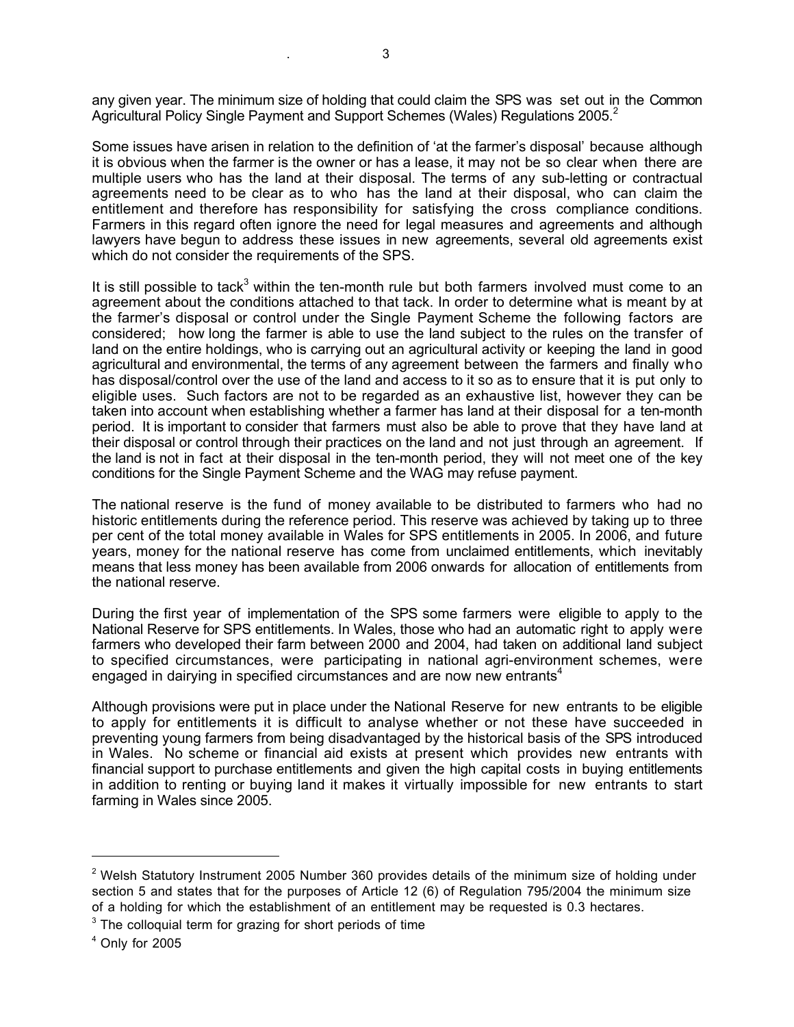any given year. The minimum size of holding that could claim the SPS was set out in the Common Agricultural Policy Single Payment and Support Schemes (Wales) Regulations 2005.[2]

Some issues have arisen in relation to the definition of 'at the farmer's disposal' because although it is obvious when the farmer is the owner or has a lease, it may not be so clear when there are multiple users who has the land at their disposal. The terms of any sub-letting or contractual agreements need to be clear as to who has the land at their disposal, who can claim the entitlement and therefore has responsibility for satisfying the cross compliance conditions. Farmers in this regard often ignore the need for legal measures and agreements and although lawyers have begun to address these issues in new agreements, several old agreements exist which do not consider the requirements of the SPS.

It is still possible to tack[3] within the ten-month rule but both farmers involved must come to an agreement about the conditions attached to that tack. In order to determine what is meant by at the farmer's disposal or control under the Single Payment Scheme the following factors are considered; how long the farmer is able to use the land subject to the rules on the transfer of land on the entire holdings, who is carrying out an agricultural activity or keeping the land in good agricultural and environmental, the terms of any agreement between the farmers and finally who has disposal/control over the use of the land and access to it so as to ensure that it is put only to eligible uses. Such factors are not to be regarded as an exhaustive list, however they can be taken into account when establishing whether a farmer has land at their disposal for a ten-month period. It is important to consider that farmers must also be able to prove that they have land at their disposal or control through their practices on the land and not just through an agreement. If the land is not in fact at their disposal in the ten-month period, they will not meet one of the key conditions for the Single Payment Scheme and the WAG may refuse payment.

The national reserve is the fund of money available to be distributed to farmers who had no historic entitlements during the reference period. This reserve was achieved by taking up to three per cent of the total money available in Wales for SPS entitlements in 2005. In 2006, and future years, money for the national reserve has come from unclaimed entitlements, which inevitably means that less money has been available from 2006 onwards for allocation of entitlements from the national reserve.

During the first year of implementation of the SPS some farmers were eligible to apply to the National Reserve for SPS entitlements. In Wales, those who had an automatic right to apply were farmers who developed their farm between 2000 and 2004, had taken on additional land subject to specified circumstances, were participating in national agri-environment schemes, were engaged in dairying in specified circumstances and are now new entrants[4]

Although provisions were put in place under the National Reserve for new entrants to be eligible to apply for entitlements it is difficult to analyse whether or not these have succeeded in preventing young farmers from being disadvantaged by the historical basis of the SPS introduced in Wales. No scheme or financial aid exists at present which provides new entrants with financial support to purchase entitlements and given the high capital costs in buying entitlements in addition to renting or buying land it makes it virtually impossible for new entrants to start farming in Wales since 2005.

---

[2] Welsh Statutory Instrument 2005 Number 360 provides details of the minimum size of holding under section 5 and states that for the purposes of Article 12 (6) of Regulation 795/2004 the minimum size of a holding for which the establishment of an entitlement may be requested is 0.3 hectares.

[3] The colloquial term for grazing for short periods of time

[4] Only for 2005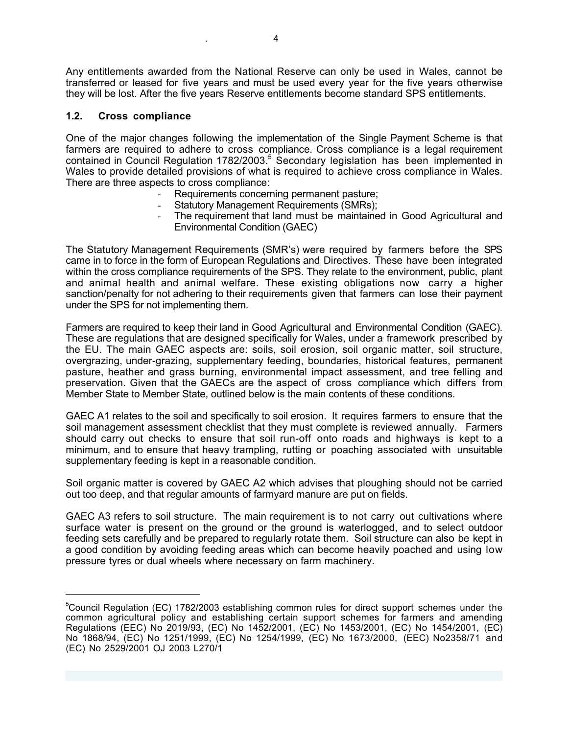Any entitlements awarded from the National Reserve can only be used in Wales, cannot be transferred or leased for five years and must be used every year for the five years otherwise they will be lost. After the five years Reserve entitlements become standard SPS entitlements.

### 1.2. Cross compliance

One of the major changes following the implementation of the Single Payment Scheme is that farmers are required to adhere to cross compliance. Cross compliance is a legal requirement contained in Council Regulation 1782/2003.[5] Secondary legislation has been implemented in Wales to provide detailed provisions of what is required to achieve cross compliance in Wales. There are three aspects to cross compliance:

- Requirements concerning permanent pasture;
- Statutory Management Requirements (SMRs);
- The requirement that land must be maintained in Good Agricultural and Environmental Condition (GAEC)

The Statutory Management Requirements (SMR's) were required by farmers before the SPS came in to force in the form of European Regulations and Directives. These have been integrated within the cross compliance requirements of the SPS. They relate to the environment, public, plant and animal health and animal welfare. These existing obligations now carry a higher sanction/penalty for not adhering to their requirements given that farmers can lose their payment under the SPS for not implementing them.

Farmers are required to keep their land in Good Agricultural and Environmental Condition (GAEC). These are regulations that are designed specifically for Wales, under a framework prescribed by the EU. The main GAEC aspects are: soils, soil erosion, soil organic matter, soil structure, overgrazing, under-grazing, supplementary feeding, boundaries, historical features, permanent pasture, heather and grass burning, environmental impact assessment, and tree felling and preservation. Given that the GAECs are the aspect of cross compliance which differs from Member State to Member State, outlined below is the main contents of these conditions.

GAEC A1 relates to the soil and specifically to soil erosion. It requires farmers to ensure that the soil management assessment checklist that they must complete is reviewed annually. Farmers should carry out checks to ensure that soil run-off onto roads and highways is kept to a minimum, and to ensure that heavy trampling, rutting or poaching associated with unsuitable supplementary feeding is kept in a reasonable condition.

Soil organic matter is covered by GAEC A2 which advises that ploughing should not be carried out too deep, and that regular amounts of farmyard manure are put on fields.

GAEC A3 refers to soil structure. The main requirement is to not carry out cultivations where surface water is present on the ground or the ground is waterlogged, and to select outdoor feeding sets carefully and be prepared to regularly rotate them. Soil structure can also be kept in a good condition by avoiding feeding areas which can become heavily poached and using low pressure tyres or dual wheels where necessary on farm machinery.

---

[5] Council Regulation (EC) 1782/2003 establishing common rules for direct support schemes under the common agricultural policy and establishing certain support schemes for farmers and amending Regulations (EEC) No 2019/93, (EC) No 1452/2001, (EC) No 1453/2001, (EC) No 1454/2001, (EC) No 1868/94, (EC) No 1251/1999, (EC) No 1254/1999, (EC) No 1673/2000, (EEC) No2358/71 and (EC) No 2529/2001 OJ 2003 L270/1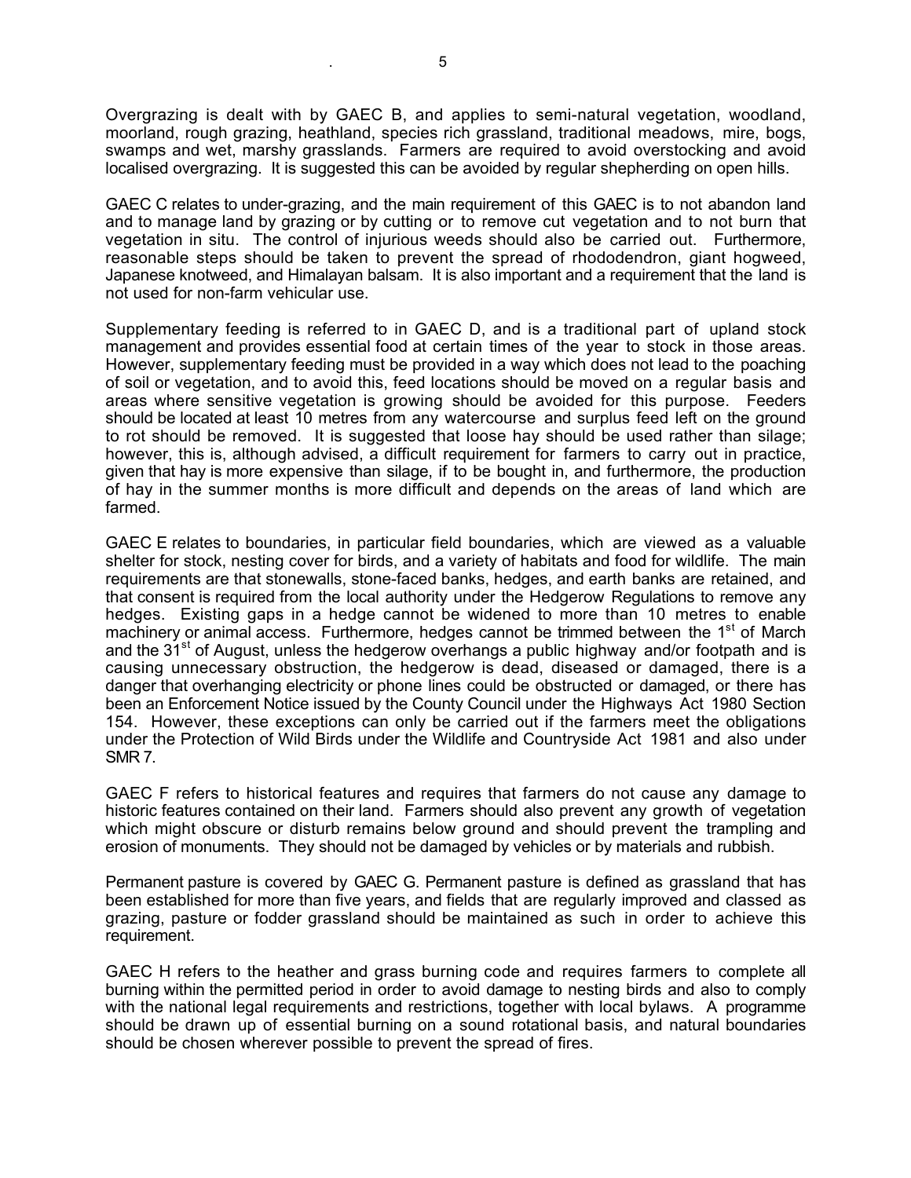Overgrazing is dealt with by GAEC B, and applies to semi-natural vegetation, woodland, moorland, rough grazing, heathland, species rich grassland, traditional meadows, mire, bogs, swamps and wet, marshy grasslands. Farmers are required to avoid overstocking and avoid localised overgrazing. It is suggested this can be avoided by regular shepherding on open hills.

GAEC C relates to under-grazing, and the main requirement of this GAEC is to not abandon land and to manage land by grazing or by cutting or to remove cut vegetation and to not burn that vegetation in situ. The control of injurious weeds should also be carried out. Furthermore, reasonable steps should be taken to prevent the spread of rhododendron, giant hogweed, Japanese knotweed, and Himalayan balsam. It is also important and a requirement that the land is not used for non-farm vehicular use.

Supplementary feeding is referred to in GAEC D, and is a traditional part of upland stock management and provides essential food at certain times of the year to stock in those areas. However, supplementary feeding must be provided in a way which does not lead to the poaching of soil or vegetation, and to avoid this, feed locations should be moved on a regular basis and areas where sensitive vegetation is growing should be avoided for this purpose. Feeders should be located at least 10 metres from any watercourse and surplus feed left on the ground to rot should be removed. It is suggested that loose hay should be used rather than silage; however, this is, although advised, a difficult requirement for farmers to carry out in practice, given that hay is more expensive than silage, if to be bought in, and furthermore, the production of hay in the summer months is more difficult and depends on the areas of land which are farmed.

GAEC E relates to boundaries, in particular field boundaries, which are viewed as a valuable shelter for stock, nesting cover for birds, and a variety of habitats and food for wildlife. The main requirements are that stonewalls, stone-faced banks, hedges, and earth banks are retained, and that consent is required from the local authority under the Hedgerow Regulations to remove any hedges. Existing gaps in a hedge cannot be widened to more than 10 metres to enable machinery or animal access. Furthermore, hedges cannot be trimmed between the 1st of March and the 31st of August, unless the hedgerow overhangs a public highway and/or footpath and is causing unnecessary obstruction, the hedgerow is dead, diseased or damaged, there is a danger that overhanging electricity or phone lines could be obstructed or damaged, or there has been an Enforcement Notice issued by the County Council under the Highways Act 1980 Section 154. However, these exceptions can only be carried out if the farmers meet the obligations under the Protection of Wild Birds under the Wildlife and Countryside Act 1981 and also under SMR 7.

GAEC F refers to historical features and requires that farmers do not cause any damage to historic features contained on their land. Farmers should also prevent any growth of vegetation which might obscure or disturb remains below ground and should prevent the trampling and erosion of monuments. They should not be damaged by vehicles or by materials and rubbish.

Permanent pasture is covered by GAEC G. Permanent pasture is defined as grassland that has been established for more than five years, and fields that are regularly improved and classed as grazing, pasture or fodder grassland should be maintained as such in order to achieve this requirement.

GAEC H refers to the heather and grass burning code and requires farmers to complete all burning within the permitted period in order to avoid damage to nesting birds and also to comply with the national legal requirements and restrictions, together with local bylaws. A programme should be drawn up of essential burning on a sound rotational basis, and natural boundaries should be chosen wherever possible to prevent the spread of fires.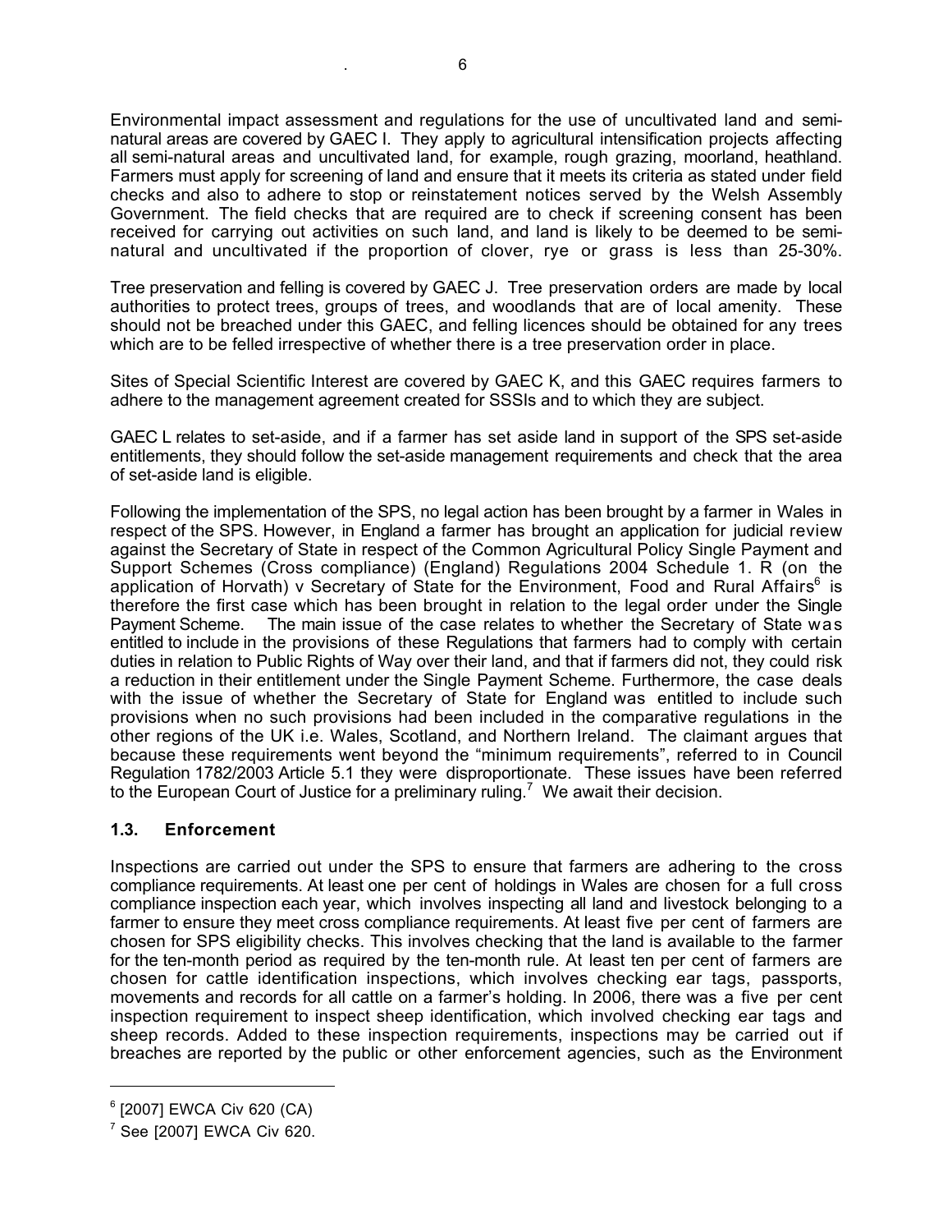Environmental impact assessment and regulations for the use of uncultivated land and semi-natural areas are covered by GAEC I. They apply to agricultural intensification projects affecting all semi-natural areas and uncultivated land, for example, rough grazing, moorland, heathland. Farmers must apply for screening of land and ensure that it meets its criteria as stated under field checks and also to adhere to stop or reinstatement notices served by the Welsh Assembly Government. The field checks that are required are to check if screening consent has been received for carrying out activities on such land, and land is likely to be deemed to be semi-natural and uncultivated if the proportion of clover, rye or grass is less than 25-30%.

Tree preservation and felling is covered by GAEC J. Tree preservation orders are made by local authorities to protect trees, groups of trees, and woodlands that are of local amenity. These should not be breached under this GAEC, and felling licences should be obtained for any trees which are to be felled irrespective of whether there is a tree preservation order in place.

Sites of Special Scientific Interest are covered by GAEC K, and this GAEC requires farmers to adhere to the management agreement created for SSSIs and to which they are subject.

GAEC L relates to set-aside, and if a farmer has set aside land in support of the SPS set-aside entitlements, they should follow the set-aside management requirements and check that the area of set-aside land is eligible.

Following the implementation of the SPS, no legal action has been brought by a farmer in Wales in respect of the SPS. However, in England a farmer has brought an application for judicial review against the Secretary of State in respect of the Common Agricultural Policy Single Payment and Support Schemes (Cross compliance) (England) Regulations 2004 Schedule 1. R (on the application of Horvath) v Secretary of State for the Environment, Food and Rural Affairs[6] is therefore the first case which has been brought in relation to the legal order under the Single Payment Scheme. The main issue of the case relates to whether the Secretary of State was entitled to include in the provisions of these Regulations that farmers had to comply with certain duties in relation to Public Rights of Way over their land, and that if farmers did not, they could risk a reduction in their entitlement under the Single Payment Scheme. Furthermore, the case deals with the issue of whether the Secretary of State for England was entitled to include such provisions when no such provisions had been included in the comparative regulations in the other regions of the UK i.e. Wales, Scotland, and Northern Ireland. The claimant argues that because these requirements went beyond the "minimum requirements", referred to in Council Regulation 1782/2003 Article 5.1 they were disproportionate. These issues have been referred to the European Court of Justice for a preliminary ruling.[7] We await their decision.

## 1.3. Enforcement

Inspections are carried out under the SPS to ensure that farmers are adhering to the cross compliance requirements. At least one per cent of holdings in Wales are chosen for a full cross compliance inspection each year, which involves inspecting all land and livestock belonging to a farmer to ensure they meet cross compliance requirements. At least five per cent of farmers are chosen for SPS eligibility checks. This involves checking that the land is available to the farmer for the ten-month period as required by the ten-month rule. At least ten per cent of farmers are chosen for cattle identification inspections, which involves checking ear tags, passports, movements and records for all cattle on a farmer's holding. In 2006, there was a five per cent inspection requirement to inspect sheep identification, which involved checking ear tags and sheep records. Added to these inspection requirements, inspections may be carried out if breaches are reported by the public or other enforcement agencies, such as the Environment

---

[6] [2007] EWCA Civ 620 (CA)

[7] See [2007] EWCA Civ 620.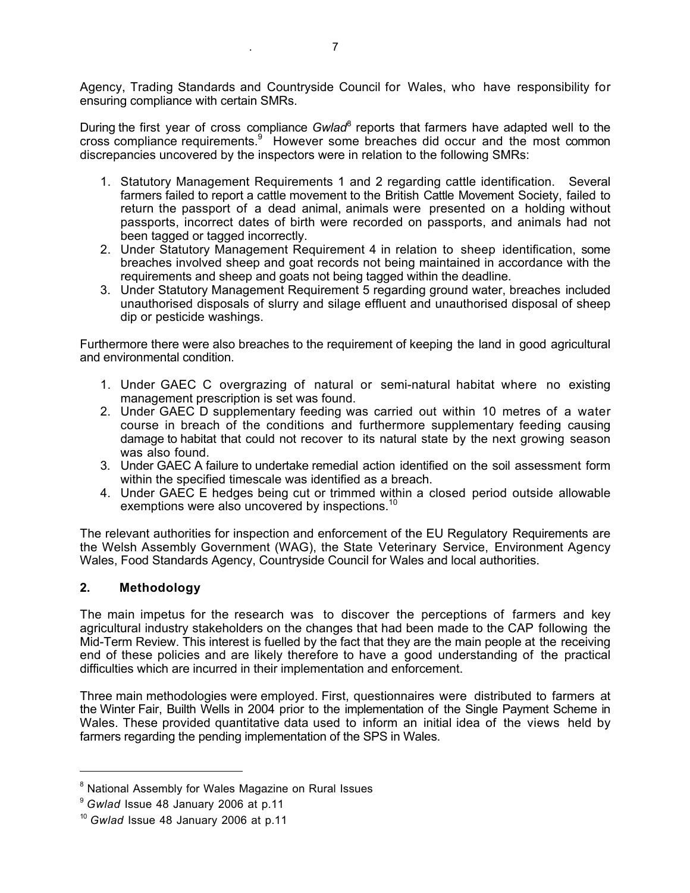Agency, Trading Standards and Countryside Council for Wales, who have responsibility for ensuring compliance with certain SMRs.

During the first year of cross compliance *Gwlad*[8] reports that farmers have adapted well to the cross compliance requirements.[9] However some breaches did occur and the most common discrepancies uncovered by the inspectors were in relation to the following SMRs:

1. Statutory Management Requirements 1 and 2 regarding cattle identification. Several farmers failed to report a cattle movement to the British Cattle Movement Society, failed to return the passport of a dead animal, animals were presented on a holding without passports, incorrect dates of birth were recorded on passports, and animals had not been tagged or tagged incorrectly.
2. Under Statutory Management Requirement 4 in relation to sheep identification, some breaches involved sheep and goat records not being maintained in accordance with the requirements and sheep and goats not being tagged within the deadline.
3. Under Statutory Management Requirement 5 regarding ground water, breaches included unauthorised disposals of slurry and silage effluent and unauthorised disposal of sheep dip or pesticide washings.

Furthermore there were also breaches to the requirement of keeping the land in good agricultural and environmental condition.

1. Under GAEC C overgrazing of natural or semi-natural habitat where no existing management prescription is set was found.
2. Under GAEC D supplementary feeding was carried out within 10 metres of a water course in breach of the conditions and furthermore supplementary feeding causing damage to habitat that could not recover to its natural state by the next growing season was also found.
3. Under GAEC A failure to undertake remedial action identified on the soil assessment form within the specified timescale was identified as a breach.
4. Under GAEC E hedges being cut or trimmed within a closed period outside allowable exemptions were also uncovered by inspections.[10]

The relevant authorities for inspection and enforcement of the EU Regulatory Requirements are the Welsh Assembly Government (WAG), the State Veterinary Service, Environment Agency Wales, Food Standards Agency, Countryside Council for Wales and local authorities.

## 2. Methodology

The main impetus for the research was to discover the perceptions of farmers and key agricultural industry stakeholders on the changes that had been made to the CAP following the Mid-Term Review. This interest is fuelled by the fact that they are the main people at the receiving end of these policies and are likely therefore to have a good understanding of the practical difficulties which are incurred in their implementation and enforcement.

Three main methodologies were employed. First, questionnaires were distributed to farmers at the Winter Fair, Builth Wells in 2004 prior to the implementation of the Single Payment Scheme in Wales. These provided quantitative data used to inform an initial idea of the views held by farmers regarding the pending implementation of the SPS in Wales.

---

[8] National Assembly for Wales Magazine on Rural Issues

[9] *Gwlad* Issue 48 January 2006 at p.11

[10] *Gwlad* Issue 48 January 2006 at p.11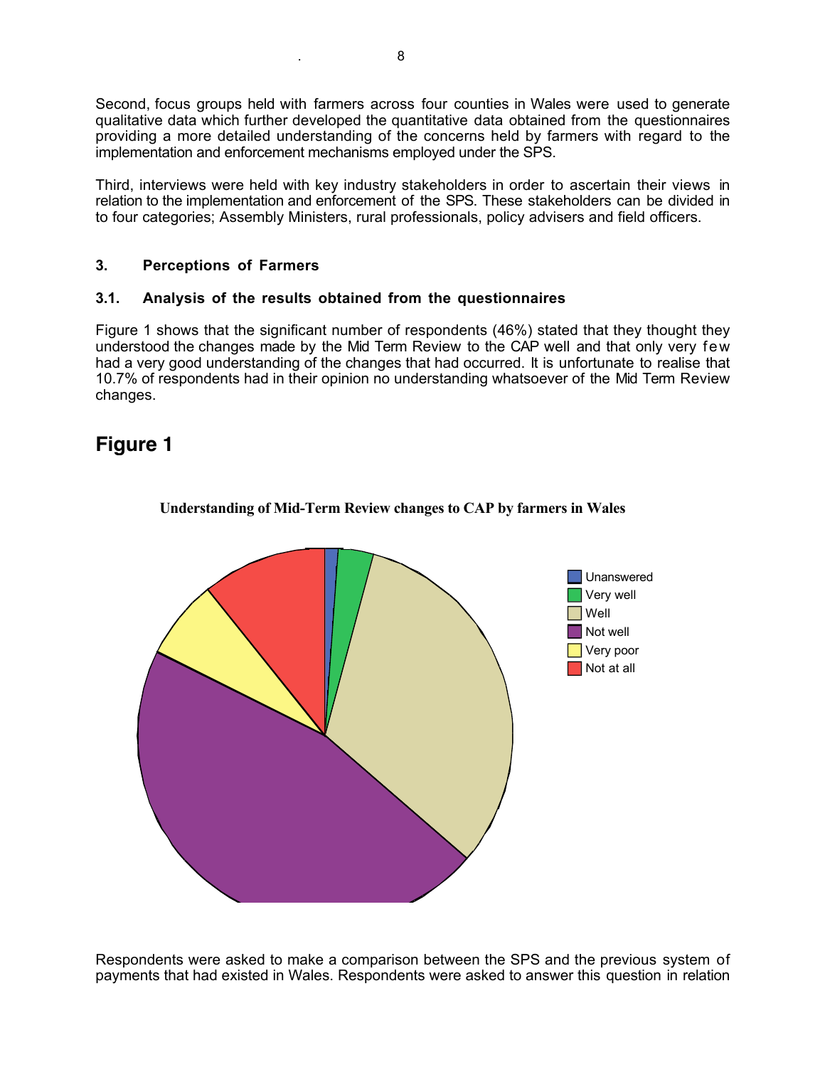Second, focus groups held with farmers across four counties in Wales were used to generate qualitative data which further developed the quantitative data obtained from the questionnaires providing a more detailed understanding of the concerns held by farmers with regard to the implementation and enforcement mechanisms employed under the SPS.

Third, interviews were held with key industry stakeholders in order to ascertain their views in relation to the implementation and enforcement of the SPS. These stakeholders can be divided in to four categories; Assembly Ministers, rural professionals, policy advisers and field officers.

## 3. Perceptions of Farmers

### 3.1. Analysis of the results obtained from the questionnaires

Figure 1 shows that the significant number of respondents (46%) stated that they thought they understood the changes made by the Mid Term Review to the CAP well and that only very few had a very good understanding of the changes that had occurred. It is unfortunate to realise that 10.7% of respondents had in their opinion no understanding whatsoever of the Mid Term Review changes.

## Figure 1

**Understanding of Mid-Term Review changes to CAP by farmers in Wales**

- Unanswered
- Very well
- Well
- Not well
- Very poor
- Not at all

Respondents were asked to make a comparison between the SPS and the previous system of payments that had existed in Wales. Respondents were asked to answer this question in relation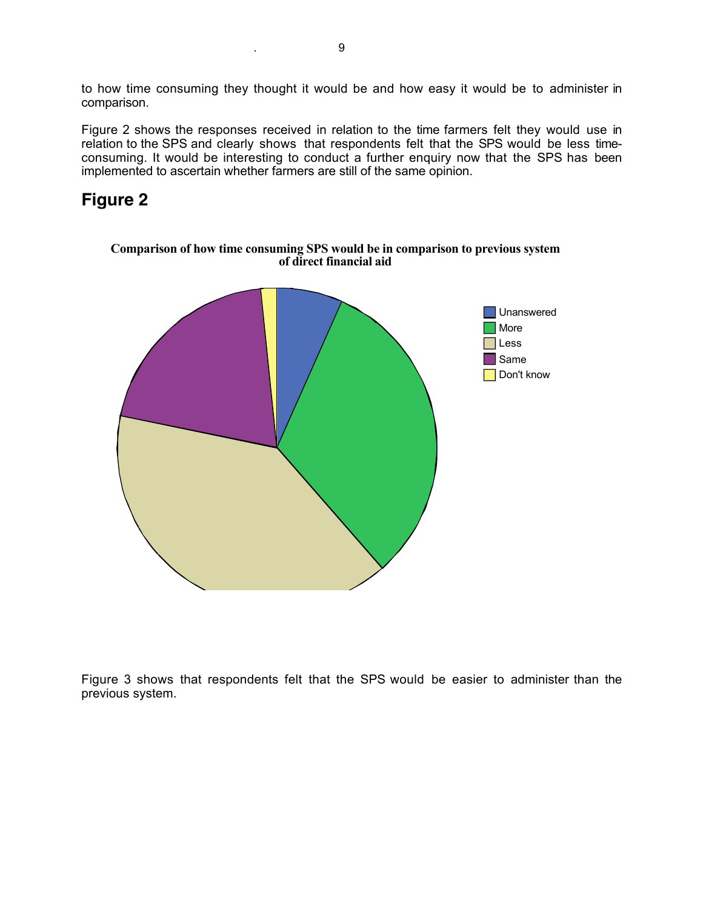to how time consuming they thought it would be and how easy it would be to administer in comparison.

Figure 2 shows the responses received in relation to the time farmers felt they would use in relation to the SPS and clearly shows that respondents felt that the SPS would be less time-consuming. It would be interesting to conduct a further enquiry now that the SPS has been implemented to ascertain whether farmers are still of the same opinion.

## Figure 2

**Comparison of how time consuming SPS would be in comparison to previous system of direct financial aid**

Unanswered
More
Less
Same
Don't know

Figure 3 shows that respondents felt that the SPS would be easier to administer than the previous system.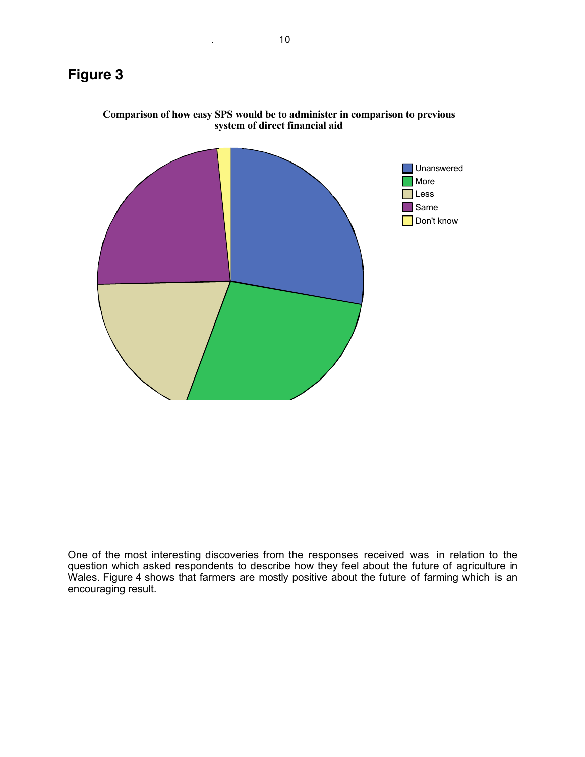## Figure 3

**Comparison of how easy SPS would be to administer in comparison to previous system of direct financial aid**

Unanswered
More
Less
Same
Don't know

One of the most interesting discoveries from the responses received was in relation to the question which asked respondents to describe how they feel about the future of agriculture in Wales. Figure 4 shows that farmers are mostly positive about the future of farming which is an encouraging result.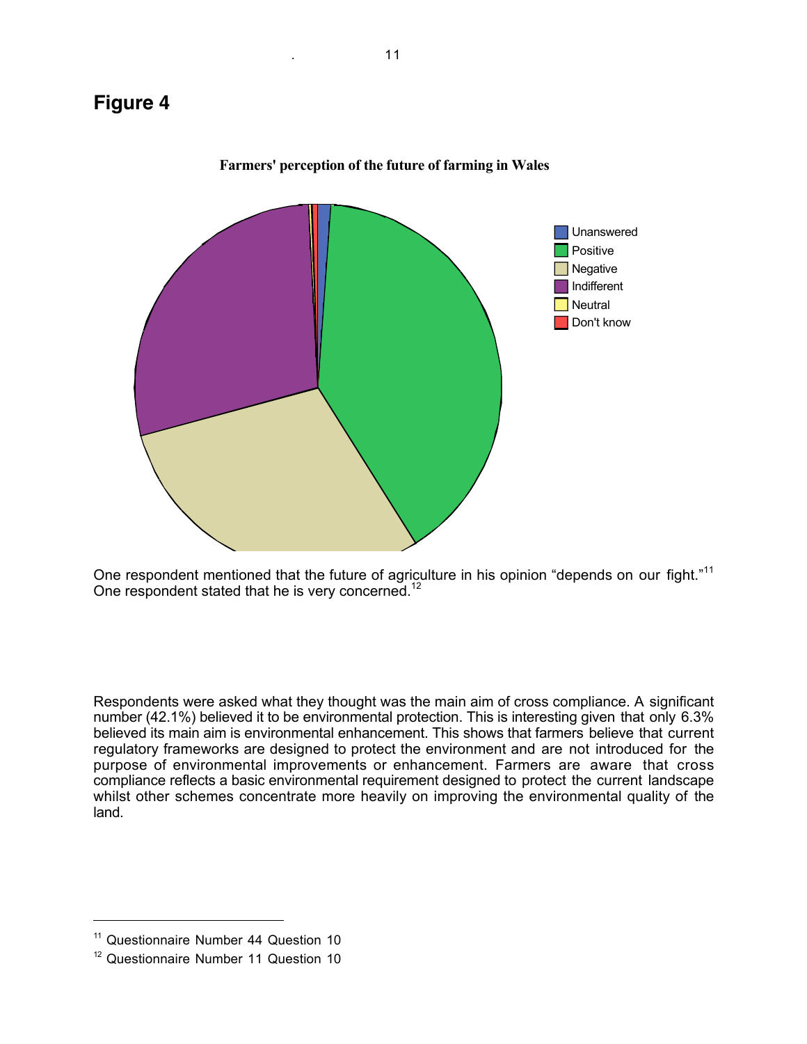## Figure 4

**Farmers' perception of the future of farming in Wales**

- Unanswered
- Positive
- Negative
- Indifferent
- Neutral
- Don't know

One respondent mentioned that the future of agriculture in his opinion "depends on our fight."[11] One respondent stated that he is very concerned.[12]

Respondents were asked what they thought was the main aim of cross compliance. A significant number (42.1%) believed it to be environmental protection. This is interesting given that only 6.3% believed its main aim is environmental enhancement. This shows that farmers believe that current regulatory frameworks are designed to protect the environment and are not introduced for the purpose of environmental improvements or enhancement. Farmers are aware that cross compliance reflects a basic environmental requirement designed to protect the current landscape whilst other schemes concentrate more heavily on improving the environmental quality of the land.

---

[11] Questionnaire Number 44 Question 10

[12] Questionnaire Number 11 Question 10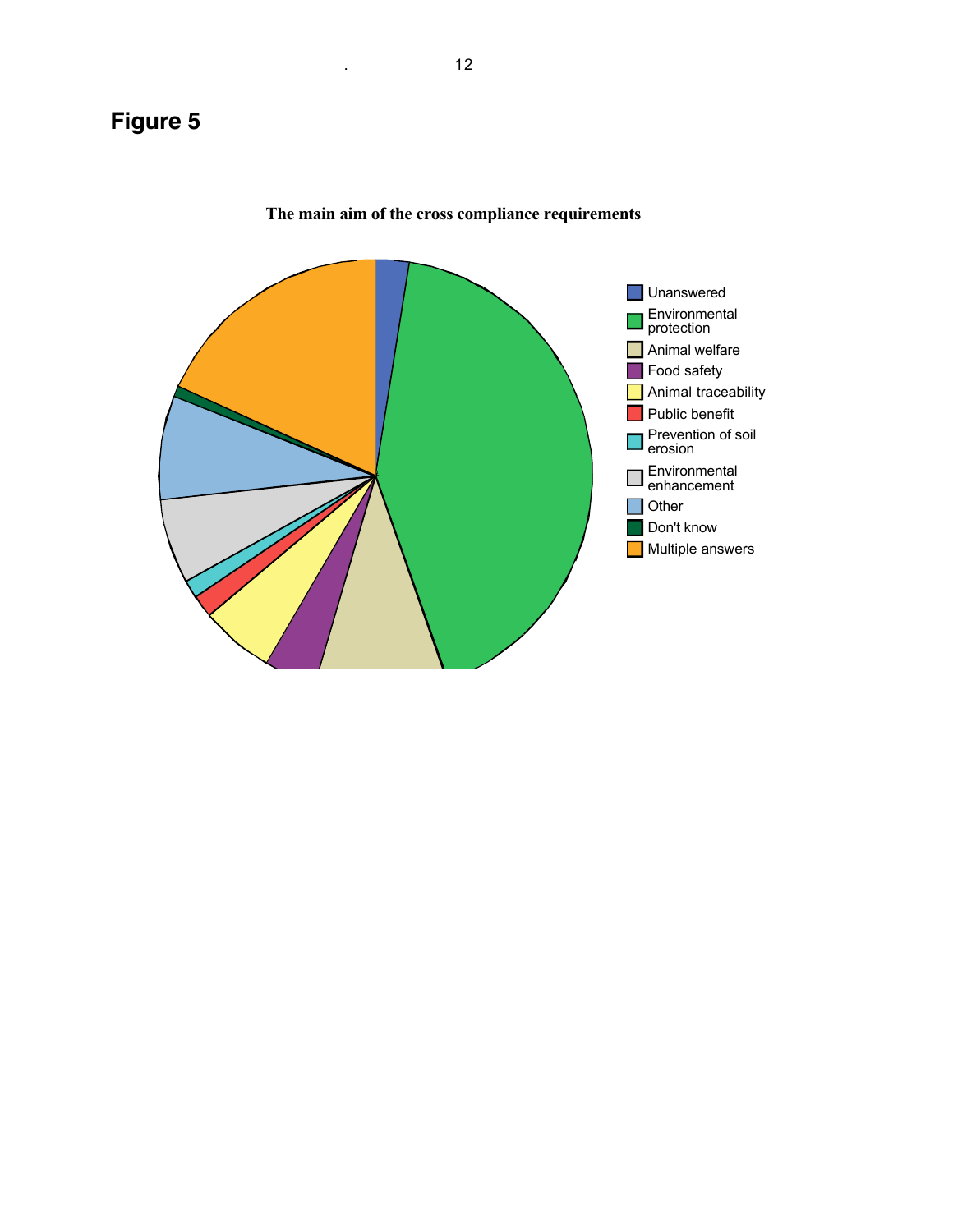## Figure 5

**The main aim of the cross compliance requirements**

- Unanswered
- Environmental protection
- Animal welfare
- Food safety
- Animal traceability
- Public benefit
- Prevention of soil erosion
- Environmental enhancement
- Other
- Don't know
- Multiple answers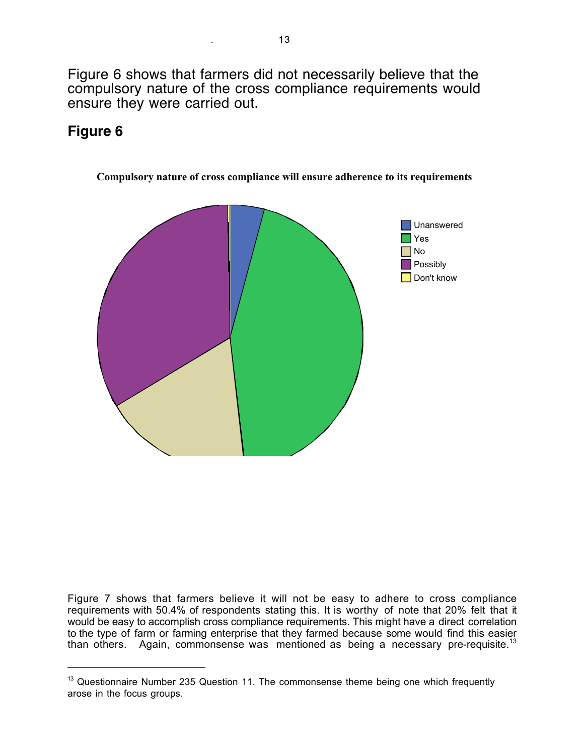Figure 6 shows that farmers did not necessarily believe that the compulsory nature of the cross compliance requirements would ensure they were carried out.

## Figure 6

**Compulsory nature of cross compliance will ensure adherence to its requirements**

Unanswered
Yes
No
Possibly
Don't know

Figure 7 shows that farmers believe it will not be easy to adhere to cross compliance requirements with 50.4% of respondents stating this. It is worthy of note that 20% felt that it would be easy to accomplish cross compliance requirements. This might have a direct correlation to the type of farm or farming enterprise that they farmed because some would find this easier than others. Again, commonsense was mentioned as being a necessary pre-requisite.[13]

---

[13] Questionnaire Number 235 Question 11. The commonsense theme being one which frequently arose in the focus groups.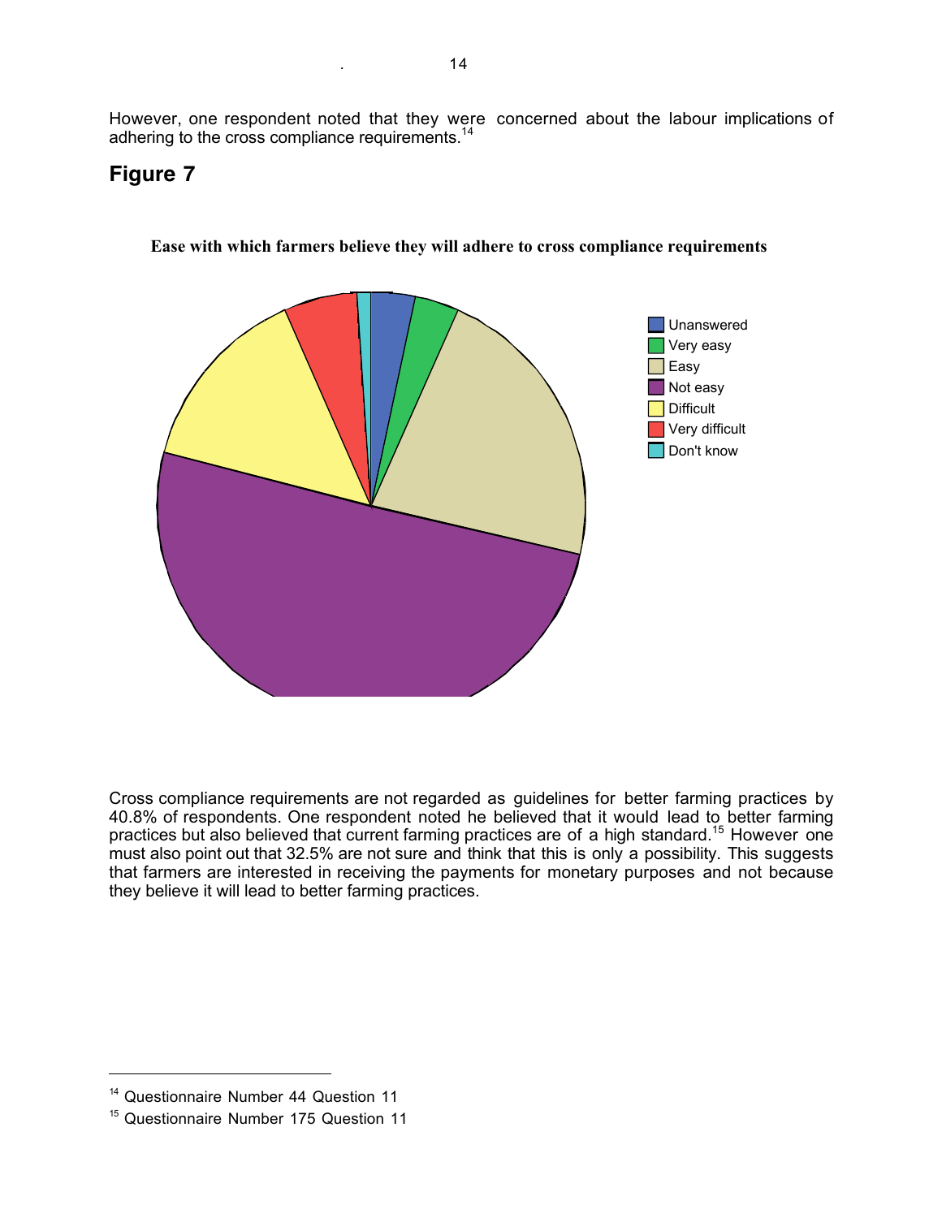However, one respondent noted that they were concerned about the labour implications of adhering to the cross compliance requirements.[14]

## Figure 7

**Ease with which farmers believe they will adhere to cross compliance requirements**

- Unanswered
- Very easy
- Easy
- Not easy
- Difficult
- Very difficult
- Don't know

Cross compliance requirements are not regarded as guidelines for better farming practices by 40.8% of respondents. One respondent noted he believed that it would lead to better farming practices but also believed that current farming practices are of a high standard.[15] However one must also point out that 32.5% are not sure and think that this is only a possibility. This suggests that farmers are interested in receiving the payments for monetary purposes and not because they believe it will lead to better farming practices.

---

[14] Questionnaire Number 44 Question 11

[15] Questionnaire Number 175 Question 11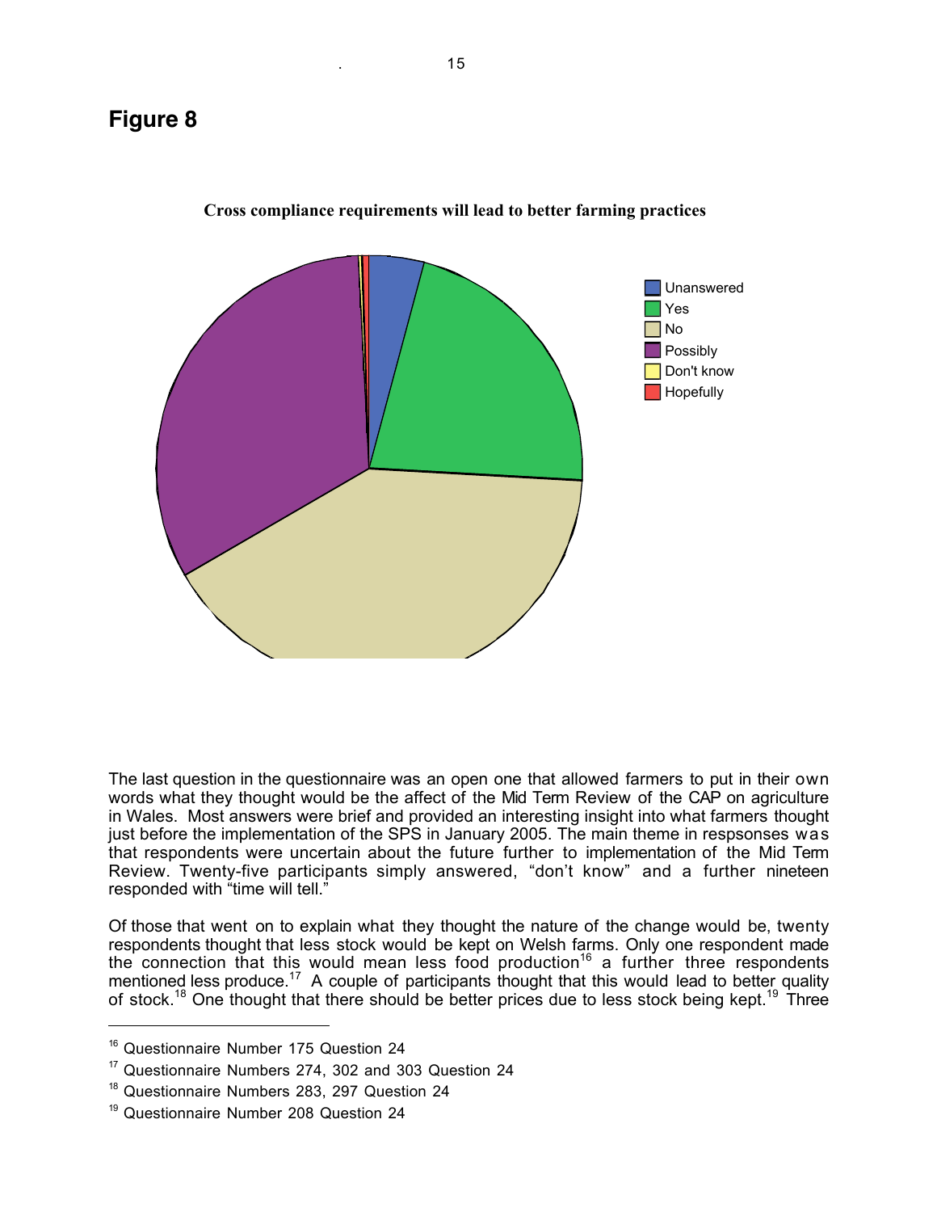## Figure 8

**Cross compliance requirements will lead to better farming practices**

- Unanswered
- Yes
- No
- Possibly
- Don't know
- Hopefully

The last question in the questionnaire was an open one that allowed farmers to put in their own words what they thought would be the affect of the Mid Term Review of the CAP on agriculture in Wales. Most answers were brief and provided an interesting insight into what farmers thought just before the implementation of the SPS in January 2005. The main theme in respsonses was that respondents were uncertain about the future further to implementation of the Mid Term Review. Twenty-five participants simply answered, "don't know" and a further nineteen responded with "time will tell."

Of those that went on to explain what they thought the nature of the change would be, twenty respondents thought that less stock would be kept on Welsh farms. Only one respondent made the connection that this would mean less food production[16] a further three respondents mentioned less produce.[17] A couple of participants thought that this would lead to better quality of stock.[18] One thought that there should be better prices due to less stock being kept.[19] Three

[16] Questionnaire Number 175 Question 24

[17] Questionnaire Numbers 274, 302 and 303 Question 24

[18] Questionnaire Numbers 283, 297 Question 24

[19] Questionnaire Number 208 Question 24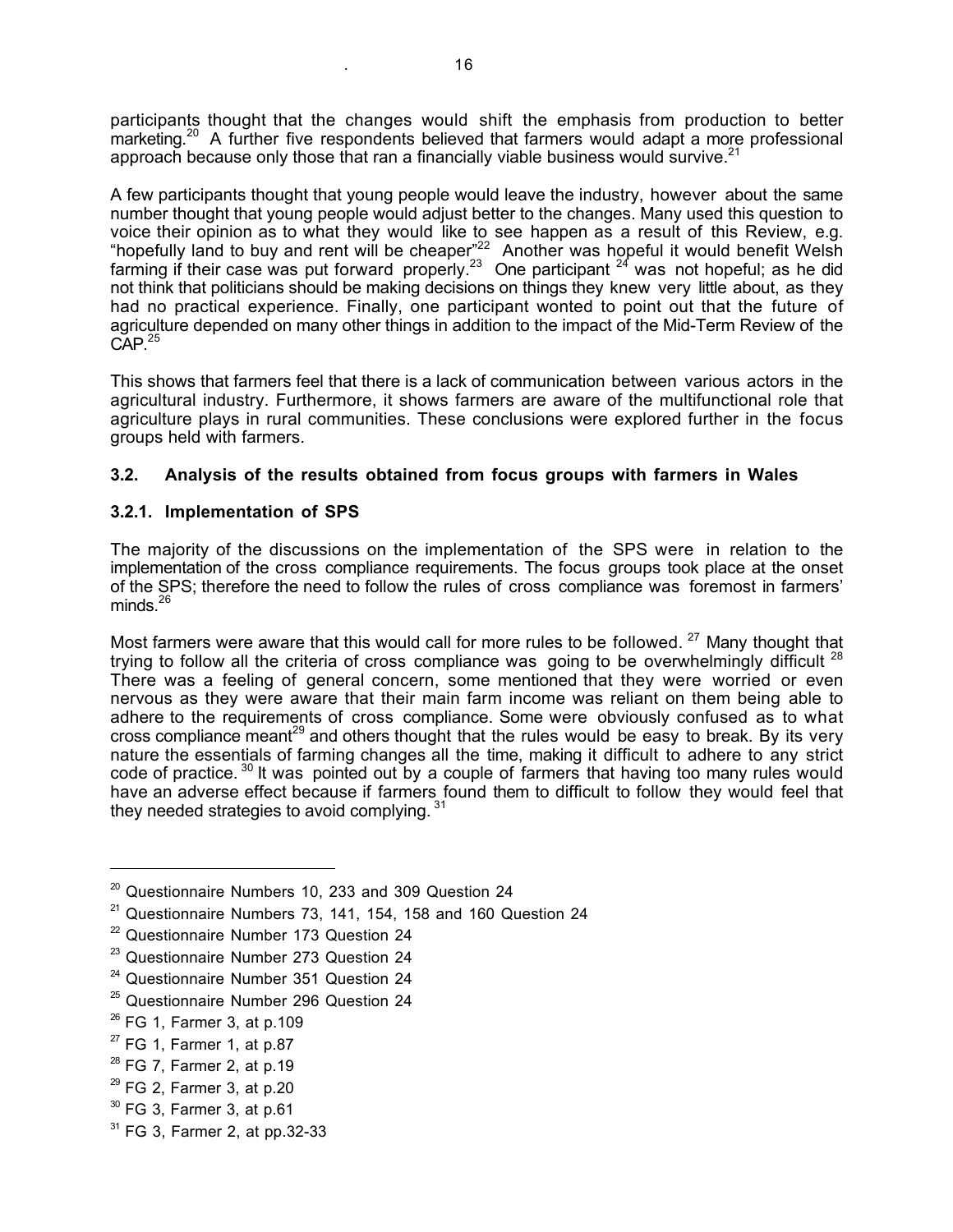participants thought that the changes would shift the emphasis from production to better marketing.[20] A further five respondents believed that farmers would adapt a more professional approach because only those that ran a financially viable business would survive.[21]

A few participants thought that young people would leave the industry, however about the same number thought that young people would adjust better to the changes. Many used this question to voice their opinion as to what they would like to see happen as a result of this Review, e.g. "hopefully land to buy and rent will be cheaper"[22] Another was hopeful it would benefit Welsh farming if their case was put forward properly.[23] One participant [24] was not hopeful; as he did not think that politicians should be making decisions on things they knew very little about, as they had no practical experience. Finally, one participant wonted to point out that the future of agriculture depended on many other things in addition to the impact of the Mid-Term Review of the CAP.[25]

This shows that farmers feel that there is a lack of communication between various actors in the agricultural industry. Furthermore, it shows farmers are aware of the multifunctional role that agriculture plays in rural communities. These conclusions were explored further in the focus groups held with farmers.

### 3.2. Analysis of the results obtained from focus groups with farmers in Wales

#### 3.2.1. Implementation of SPS

The majority of the discussions on the implementation of the SPS were in relation to the implementation of the cross compliance requirements. The focus groups took place at the onset of the SPS; therefore the need to follow the rules of cross compliance was foremost in farmers' minds.[26]

Most farmers were aware that this would call for more rules to be followed. [27] Many thought that trying to follow all the criteria of cross compliance was going to be overwhelmingly difficult [28] There was a feeling of general concern, some mentioned that they were worried or even nervous as they were aware that their main farm income was reliant on them being able to adhere to the requirements of cross compliance. Some were obviously confused as to what cross compliance meant[29] and others thought that the rules would be easy to break. By its very nature the essentials of farming changes all the time, making it difficult to adhere to any strict code of practice. [30] It was pointed out by a couple of farmers that having too many rules would have an adverse effect because if farmers found them to difficult to follow they would feel that they needed strategies to avoid complying. [31]

---

[20] Questionnaire Numbers 10, 233 and 309 Question 24

[21] Questionnaire Numbers 73, 141, 154, 158 and 160 Question 24

[22] Questionnaire Number 173 Question 24

[23] Questionnaire Number 273 Question 24

[24] Questionnaire Number 351 Question 24

[25] Questionnaire Number 296 Question 24

[26] FG 1, Farmer 3, at p.109

[27] FG 1, Farmer 1, at p.87

[28] FG 7, Farmer 2, at p.19

[29] FG 2, Farmer 3, at p.20

[30] FG 3, Farmer 3, at p.61

[31] FG 3, Farmer 2, at pp.32-33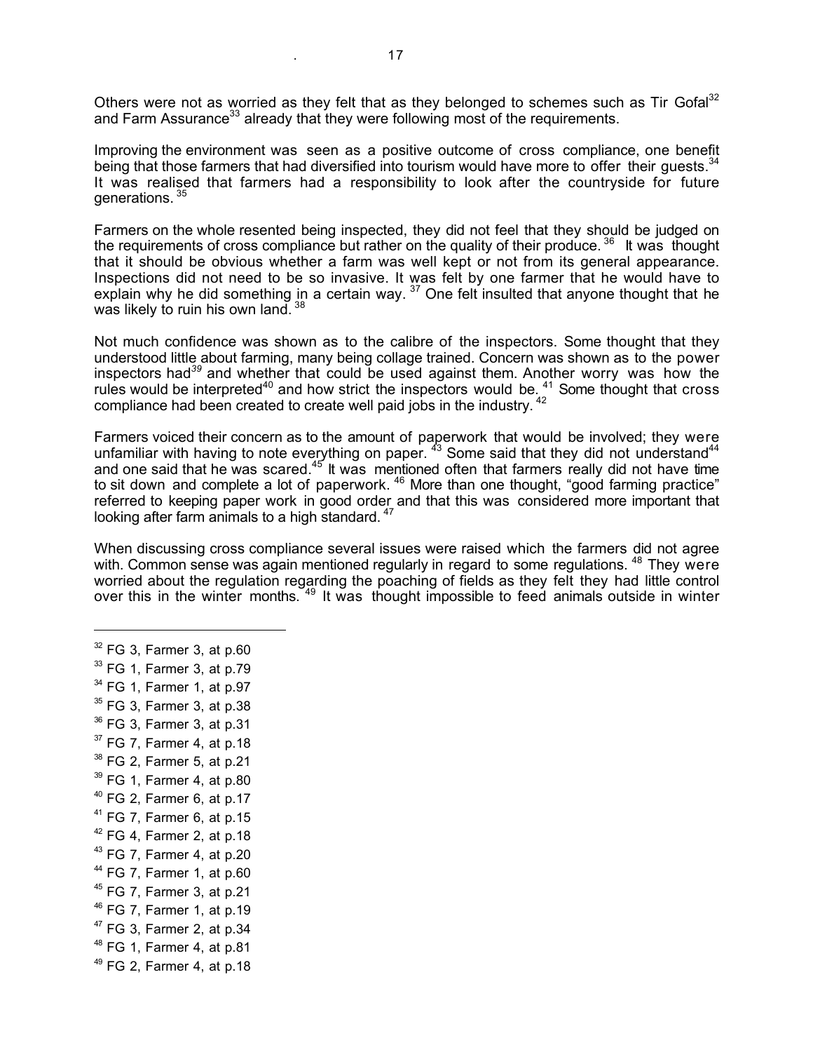Others were not as worried as they felt that as they belonged to schemes such as Tir Gofal[32] and Farm Assurance[33] already that they were following most of the requirements.

Improving the environment was seen as a positive outcome of cross compliance, one benefit being that those farmers that had diversified into tourism would have more to offer their guests.[34] It was realised that farmers had a responsibility to look after the countryside for future generations.[35]

Farmers on the whole resented being inspected, they did not feel that they should be judged on the requirements of cross compliance but rather on the quality of their produce.[36] It was thought that it should be obvious whether a farm was well kept or not from its general appearance. Inspections did not need to be so invasive. It was felt by one farmer that he would have to explain why he did something in a certain way.[37] One felt insulted that anyone thought that he was likely to ruin his own land.[38]

Not much confidence was shown as to the calibre of the inspectors. Some thought that they understood little about farming, many being collage trained. Concern was shown as to the power inspectors had[39] and whether that could be used against them. Another worry was how the rules would be interpreted[40] and how strict the inspectors would be.[41] Some thought that cross compliance had been created to create well paid jobs in the industry.[42]

Farmers voiced their concern as to the amount of paperwork that would be involved; they were unfamiliar with having to note everything on paper.[43] Some said that they did not understand[44] and one said that he was scared.[45] It was mentioned often that farmers really did not have time to sit down and complete a lot of paperwork.[46] More than one thought, "good farming practice" referred to keeping paper work in good order and that this was considered more important that looking after farm animals to a high standard.[47]

When discussing cross compliance several issues were raised which the farmers did not agree with. Common sense was again mentioned regularly in regard to some regulations.[48] They were worried about the regulation regarding the poaching of fields as they felt they had little control over this in the winter months.[49] It was thought impossible to feed animals outside in winter

---

[32] FG 3, Farmer 3, at p.60
[33] FG 1, Farmer 3, at p.79
[34] FG 1, Farmer 1, at p.97
[35] FG 3, Farmer 3, at p.38
[36] FG 3, Farmer 3, at p.31
[37] FG 7, Farmer 4, at p.18
[38] FG 2, Farmer 5, at p.21
[39] FG 1, Farmer 4, at p.80
[40] FG 2, Farmer 6, at p.17
[41] FG 7, Farmer 6, at p.15
[42] FG 4, Farmer 2, at p.18
[43] FG 7, Farmer 4, at p.20
[44] FG 7, Farmer 1, at p.60
[45] FG 7, Farmer 3, at p.21
[46] FG 7, Farmer 1, at p.19
[47] FG 3, Farmer 2, at p.34
[48] FG 1, Farmer 4, at p.81
[49] FG 2, Farmer 4, at p.18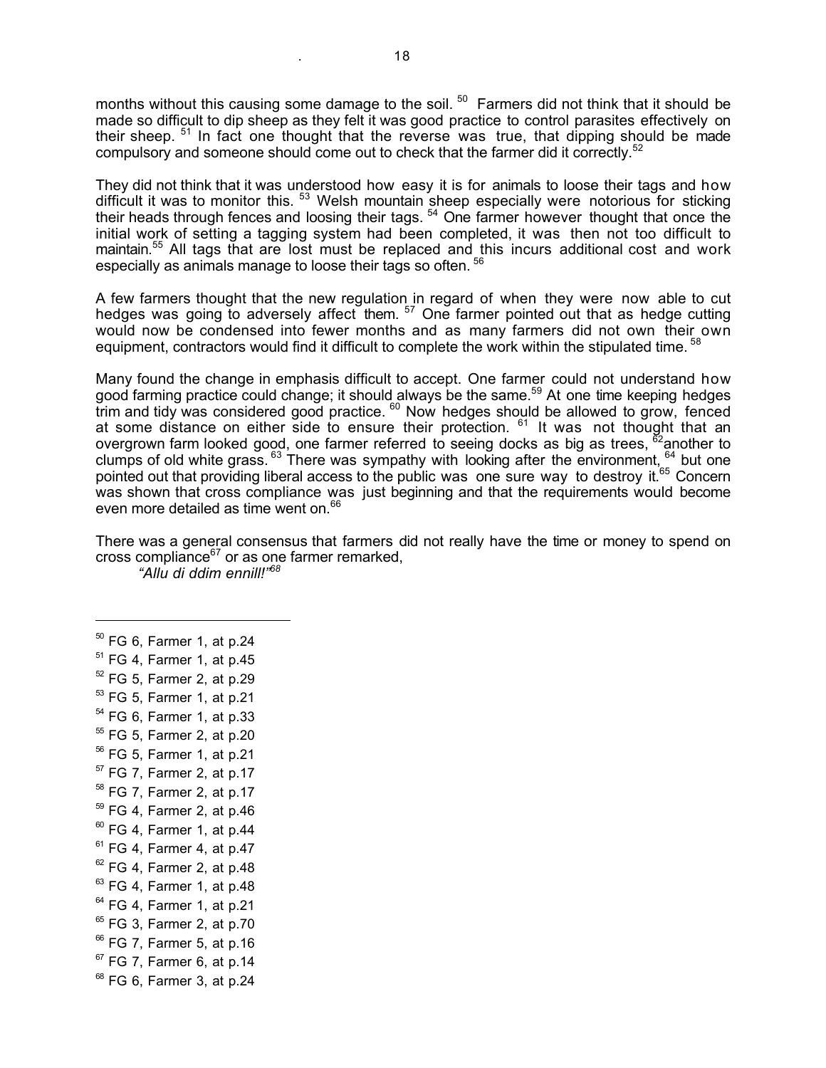months without this causing some damage to the soil. [50] Farmers did not think that it should be made so difficult to dip sheep as they felt it was good practice to control parasites effectively on their sheep. [51] In fact one thought that the reverse was true, that dipping should be made compulsory and someone should come out to check that the farmer did it correctly.[52]

They did not think that it was understood how easy it is for animals to loose their tags and how difficult it was to monitor this. [53] Welsh mountain sheep especially were notorious for sticking their heads through fences and loosing their tags. [54] One farmer however thought that once the initial work of setting a tagging system had been completed, it was then not too difficult to maintain.[55] All tags that are lost must be replaced and this incurs additional cost and work especially as animals manage to loose their tags so often. [56]

A few farmers thought that the new regulation in regard of when they were now able to cut hedges was going to adversely affect them. [57] One farmer pointed out that as hedge cutting would now be condensed into fewer months and as many farmers did not own their own equipment, contractors would find it difficult to complete the work within the stipulated time. [58]

Many found the change in emphasis difficult to accept. One farmer could not understand how good farming practice could change; it should always be the same.[59] At one time keeping hedges trim and tidy was considered good practice. [60] Now hedges should be allowed to grow, fenced at some distance on either side to ensure their protection. [61] It was not thought that an overgrown farm looked good, one farmer referred to seeing docks as big as trees, [62]another to clumps of old white grass. [63] There was sympathy with looking after the environment, [64] but one pointed out that providing liberal access to the public was one sure way to destroy it.[65] Concern was shown that cross compliance was just beginning and that the requirements would become even more detailed as time went on.[66]

There was a general consensus that farmers did not really have the time or money to spend on cross compliance[67] or as one farmer remarked,

*"Allu di ddim ennill!"*[68]

---

[50] FG 6, Farmer 1, at p.24
[51] FG 4, Farmer 1, at p.45
[52] FG 5, Farmer 2, at p.29
[53] FG 5, Farmer 1, at p.21
[54] FG 6, Farmer 1, at p.33
[55] FG 5, Farmer 2, at p.20
[56] FG 5, Farmer 1, at p.21
[57] FG 7, Farmer 2, at p.17
[58] FG 7, Farmer 2, at p.17
[59] FG 4, Farmer 2, at p.46
[60] FG 4, Farmer 1, at p.44
[61] FG 4, Farmer 4, at p.47
[62] FG 4, Farmer 2, at p.48
[63] FG 4, Farmer 1, at p.48
[64] FG 4, Farmer 1, at p.21
[65] FG 3, Farmer 2, at p.70
[66] FG 7, Farmer 5, at p.16
[67] FG 7, Farmer 6, at p.14
[68] FG 6, Farmer 3, at p.24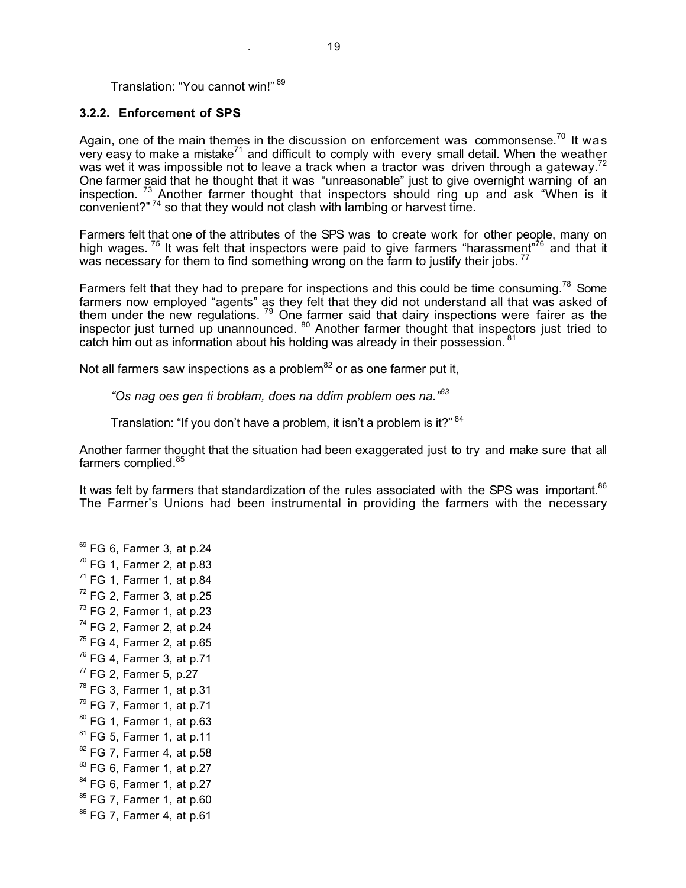Translation: "You cannot win!" [69]

### 3.2.2. Enforcement of SPS

Again, one of the main themes in the discussion on enforcement was commonsense.[70] It was very easy to make a mistake[71] and difficult to comply with every small detail. When the weather was wet it was impossible not to leave a track when a tractor was driven through a gateway.[72] One farmer said that he thought that it was "unreasonable" just to give overnight warning of an inspection. [73] Another farmer thought that inspectors should ring up and ask "When is it convenient?" [74] so that they would not clash with lambing or harvest time.

Farmers felt that one of the attributes of the SPS was to create work for other people, many on high wages. [75] It was felt that inspectors were paid to give farmers "harassment"[76] and that it was necessary for them to find something wrong on the farm to justify their jobs. [77]

Farmers felt that they had to prepare for inspections and this could be time consuming.[78] Some farmers now employed "agents" as they felt that they did not understand all that was asked of them under the new regulations. [79] One farmer said that dairy inspections were fairer as the inspector just turned up unannounced. [80] Another farmer thought that inspectors just tried to catch him out as information about his holding was already in their possession. [81]

Not all farmers saw inspections as a problem[82] or as one farmer put it,

> *"Os nag oes gen ti broblam, does na ddim problem oes na."*[83]
>
> Translation: "If you don't have a problem, it isn't a problem is it?" [84]

Another farmer thought that the situation had been exaggerated just to try and make sure that all farmers complied.[85]

It was felt by farmers that standardization of the rules associated with the SPS was important.[86] The Farmer's Unions had been instrumental in providing the farmers with the necessary

---

[69] FG 6, Farmer 3, at p.24
[70] FG 1, Farmer 2, at p.83
[71] FG 1, Farmer 1, at p.84
[72] FG 2, Farmer 3, at p.25
[73] FG 2, Farmer 1, at p.23
[74] FG 2, Farmer 2, at p.24
[75] FG 4, Farmer 2, at p.65
[76] FG 4, Farmer 3, at p.71
[77] FG 2, Farmer 5, p.27
[78] FG 3, Farmer 1, at p.31
[79] FG 7, Farmer 1, at p.71
[80] FG 1, Farmer 1, at p.63
[81] FG 5, Farmer 1, at p.11
[82] FG 7, Farmer 4, at p.58
[83] FG 6, Farmer 1, at p.27
[84] FG 6, Farmer 1, at p.27
[85] FG 7, Farmer 1, at p.60
[86] FG 7, Farmer 4, at p.61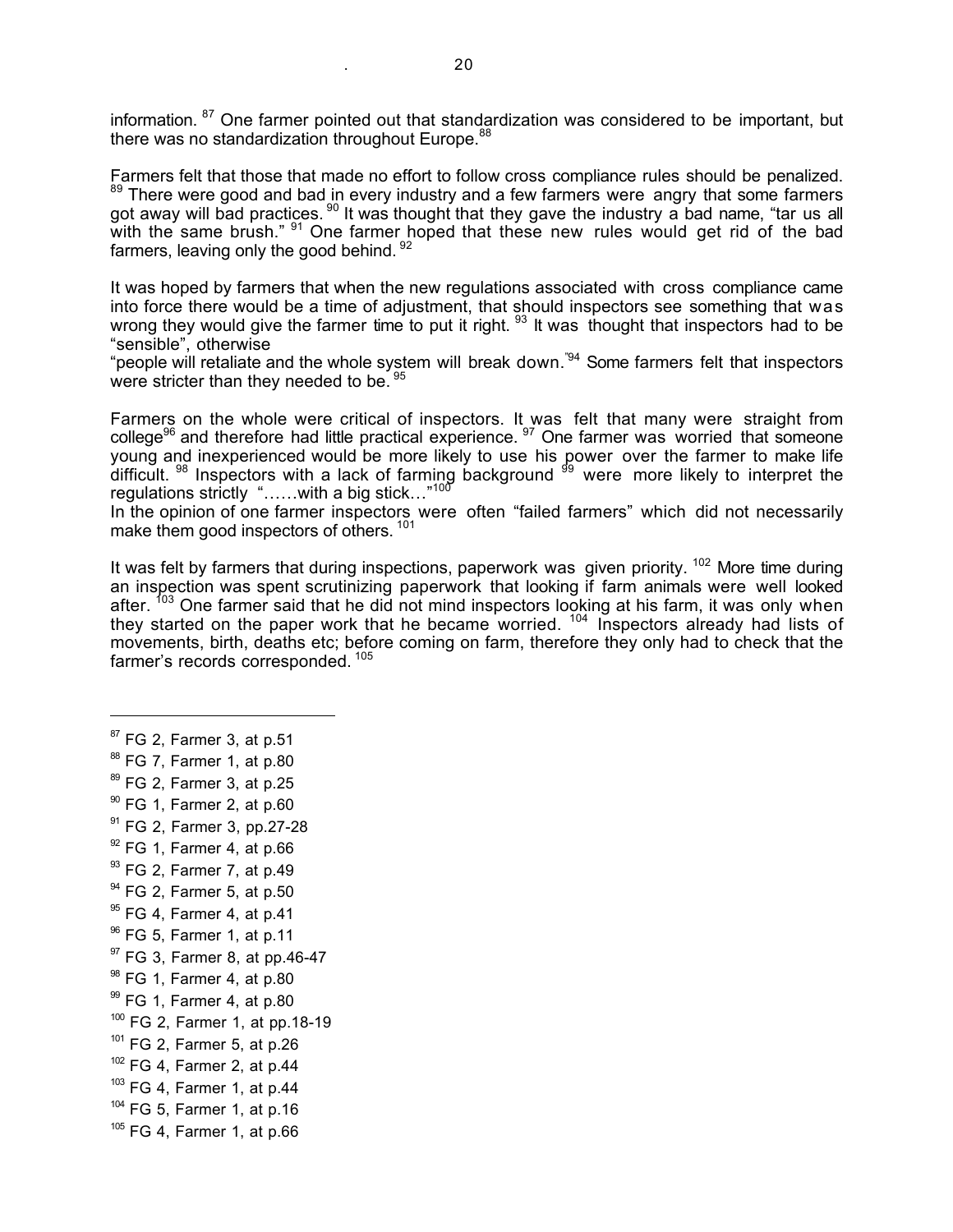information. [87] One farmer pointed out that standardization was considered to be important, but there was no standardization throughout Europe.[88]

Farmers felt that those that made no effort to follow cross compliance rules should be penalized. [89] There were good and bad in every industry and a few farmers were angry that some farmers got away will bad practices. [90] It was thought that they gave the industry a bad name, "tar us all with the same brush." [91] One farmer hoped that these new rules would get rid of the bad farmers, leaving only the good behind. [92]

It was hoped by farmers that when the new regulations associated with cross compliance came into force there would be a time of adjustment, that should inspectors see something that was wrong they would give the farmer time to put it right. [93] It was thought that inspectors had to be "sensible", otherwise
"people will retaliate and the whole system will break down."[94] Some farmers felt that inspectors were stricter than they needed to be. [95]

Farmers on the whole were critical of inspectors. It was felt that many were straight from college[96] and therefore had little practical experience. [97] One farmer was worried that someone young and inexperienced would be more likely to use his power over the farmer to make life difficult. [98] Inspectors with a lack of farming background [99] were more likely to interpret the regulations strictly "……with a big stick…"[100]
In the opinion of one farmer inspectors were often "failed farmers" which did not necessarily make them good inspectors of others. [101]

It was felt by farmers that during inspections, paperwork was given priority. [102] More time during an inspection was spent scrutinizing paperwork that looking if farm animals were well looked after. [103] One farmer said that he did not mind inspectors looking at his farm, it was only when they started on the paper work that he became worried. [104] Inspectors already had lists of movements, birth, deaths etc; before coming on farm, therefore they only had to check that the farmer's records corresponded. [105]

---

[87] FG 2, Farmer 3, at p.51
[88] FG 7, Farmer 1, at p.80
[89] FG 2, Farmer 3, at p.25
[90] FG 1, Farmer 2, at p.60
[91] FG 2, Farmer 3, pp.27-28
[92] FG 1, Farmer 4, at p.66
[93] FG 2, Farmer 7, at p.49
[94] FG 2, Farmer 5, at p.50
[95] FG 4, Farmer 4, at p.41
[96] FG 5, Farmer 1, at p.11
[97] FG 3, Farmer 8, at pp.46-47
[98] FG 1, Farmer 4, at p.80
[99] FG 1, Farmer 4, at p.80
[100] FG 2, Farmer 1, at pp.18-19
[101] FG 2, Farmer 5, at p.26
[102] FG 4, Farmer 2, at p.44
[103] FG 4, Farmer 1, at p.44
[104] FG 5, Farmer 1, at p.16
[105] FG 4, Farmer 1, at p.66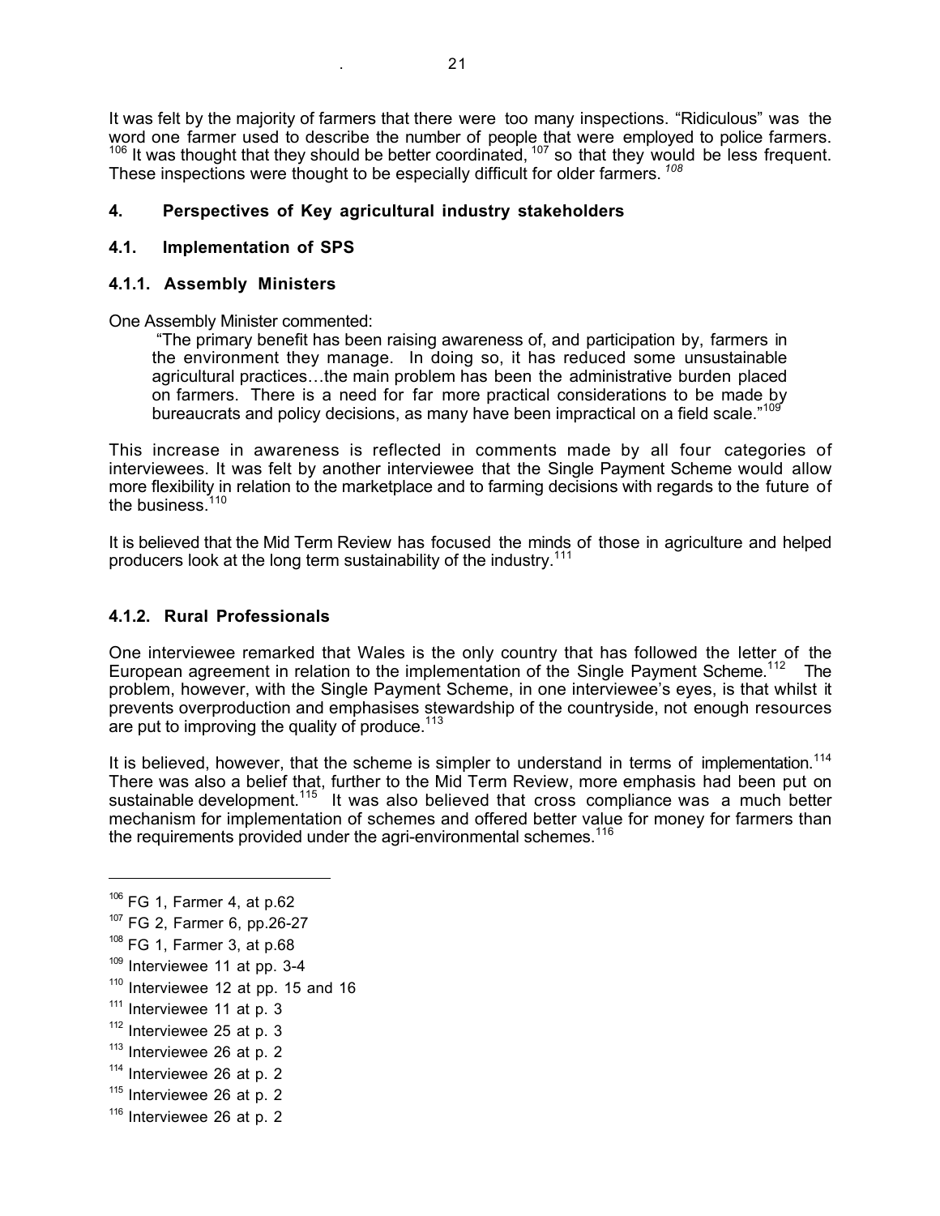It was felt by the majority of farmers that there were too many inspections. "Ridiculous" was the word one farmer used to describe the number of people that were employed to police farmers. [106] It was thought that they should be better coordinated, [107] so that they would be less frequent. These inspections were thought to be especially difficult for older farmers. [108]

## 4. Perspectives of Key agricultural industry stakeholders

### 4.1. Implementation of SPS

#### 4.1.1. Assembly Ministers

One Assembly Minister commented:

> "The primary benefit has been raising awareness of, and participation by, farmers in the environment they manage. In doing so, it has reduced some unsustainable agricultural practices…the main problem has been the administrative burden placed on farmers. There is a need for far more practical considerations to be made by bureaucrats and policy decisions, as many have been impractical on a field scale."[109]

This increase in awareness is reflected in comments made by all four categories of interviewees. It was felt by another interviewee that the Single Payment Scheme would allow more flexibility in relation to the marketplace and to farming decisions with regards to the future of the business.[110]

It is believed that the Mid Term Review has focused the minds of those in agriculture and helped producers look at the long term sustainability of the industry.[111]

#### 4.1.2. Rural Professionals

One interviewee remarked that Wales is the only country that has followed the letter of the European agreement in relation to the implementation of the Single Payment Scheme.[112] The problem, however, with the Single Payment Scheme, in one interviewee's eyes, is that whilst it prevents overproduction and emphasises stewardship of the countryside, not enough resources are put to improving the quality of produce.[113]

It is believed, however, that the scheme is simpler to understand in terms of implementation.[114] There was also a belief that, further to the Mid Term Review, more emphasis had been put on sustainable development.[115] It was also believed that cross compliance was a much better mechanism for implementation of schemes and offered better value for money for farmers than the requirements provided under the agri-environmental schemes.[116]

---

[106] FG 1, Farmer 4, at p.62
[107] FG 2, Farmer 6, pp.26-27
[108] FG 1, Farmer 3, at p.68
[109] Interviewee 11 at pp. 3-4
[110] Interviewee 12 at pp. 15 and 16
[111] Interviewee 11 at p. 3
[112] Interviewee 25 at p. 3
[113] Interviewee 26 at p. 2
[114] Interviewee 26 at p. 2
[115] Interviewee 26 at p. 2
[116] Interviewee 26 at p. 2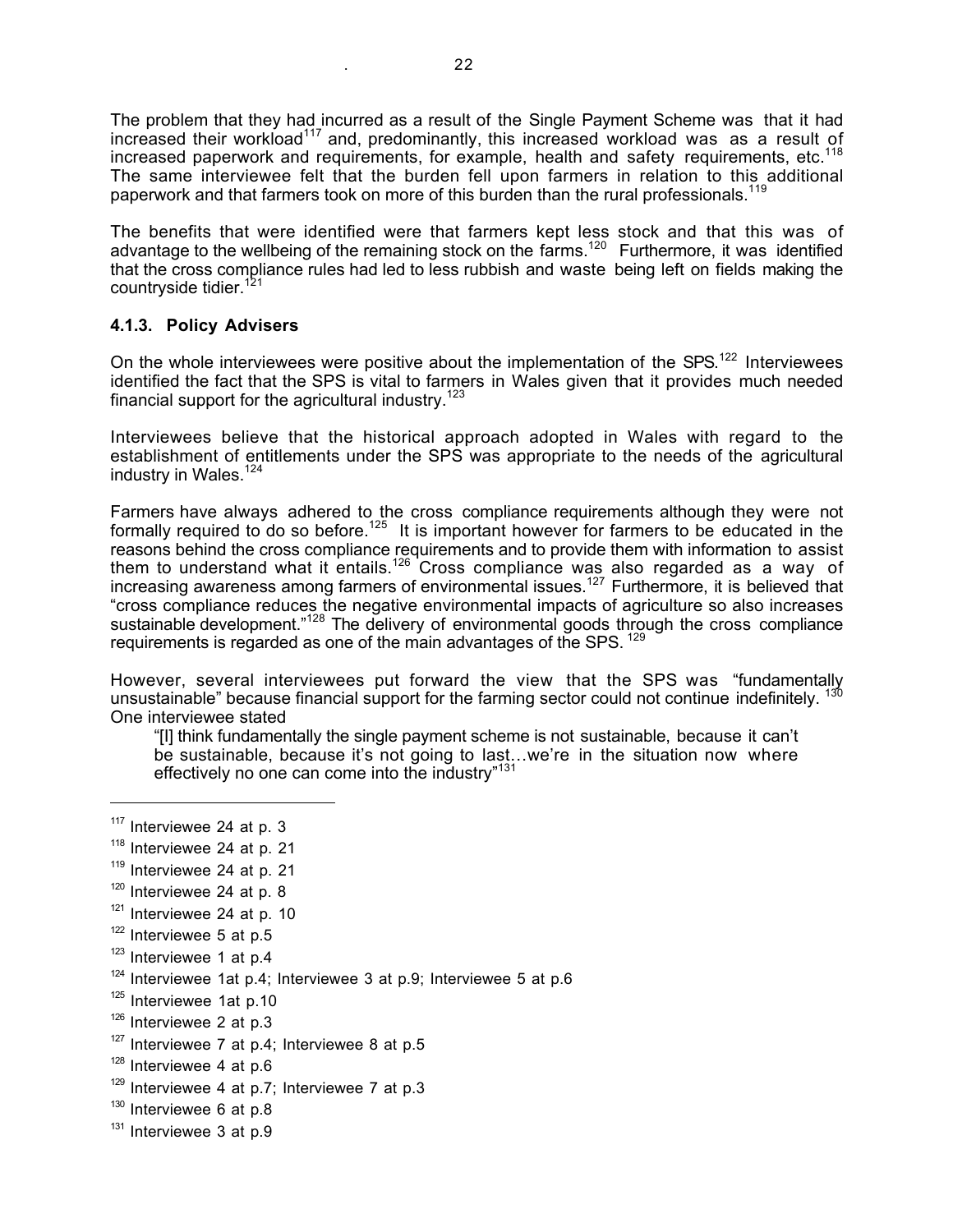The problem that they had incurred as a result of the Single Payment Scheme was that it had increased their workload[117] and, predominantly, this increased workload was as a result of increased paperwork and requirements, for example, health and safety requirements, etc.[118] The same interviewee felt that the burden fell upon farmers in relation to this additional paperwork and that farmers took on more of this burden than the rural professionals.[119]

The benefits that were identified were that farmers kept less stock and that this was of advantage to the wellbeing of the remaining stock on the farms.[120] Furthermore, it was identified that the cross compliance rules had led to less rubbish and waste being left on fields making the countryside tidier.[121]

### 4.1.3. Policy Advisers

On the whole interviewees were positive about the implementation of the SPS.[122] Interviewees identified the fact that the SPS is vital to farmers in Wales given that it provides much needed financial support for the agricultural industry.[123]

Interviewees believe that the historical approach adopted in Wales with regard to the establishment of entitlements under the SPS was appropriate to the needs of the agricultural industry in Wales.[124]

Farmers have always adhered to the cross compliance requirements although they were not formally required to do so before.[125] It is important however for farmers to be educated in the reasons behind the cross compliance requirements and to provide them with information to assist them to understand what it entails.[126] Cross compliance was also regarded as a way of increasing awareness among farmers of environmental issues.[127] Furthermore, it is believed that "cross compliance reduces the negative environmental impacts of agriculture so also increases sustainable development."[128] The delivery of environmental goods through the cross compliance requirements is regarded as one of the main advantages of the SPS.[129]

However, several interviewees put forward the view that the SPS was "fundamentally unsustainable" because financial support for the farming sector could not continue indefinitely.[130] One interviewee stated

> "[I] think fundamentally the single payment scheme is not sustainable, because it can't be sustainable, because it's not going to last…we're in the situation now where effectively no one can come into the industry"[131]

---

[117] Interviewee 24 at p. 3

[118] Interviewee 24 at p. 21

[119] Interviewee 24 at p. 21

[120] Interviewee 24 at p. 8

[121] Interviewee 24 at p. 10

[122] Interviewee 5 at p.5

[123] Interviewee 1 at p.4

[124] Interviewee 1at p.4; Interviewee 3 at p.9; Interviewee 5 at p.6

[125] Interviewee 1at p.10

[126] Interviewee 2 at p.3

[127] Interviewee 7 at p.4; Interviewee 8 at p.5

[128] Interviewee 4 at p.6

[129] Interviewee 4 at p.7; Interviewee 7 at p.3

[130] Interviewee 6 at p.8

[131] Interviewee 3 at p.9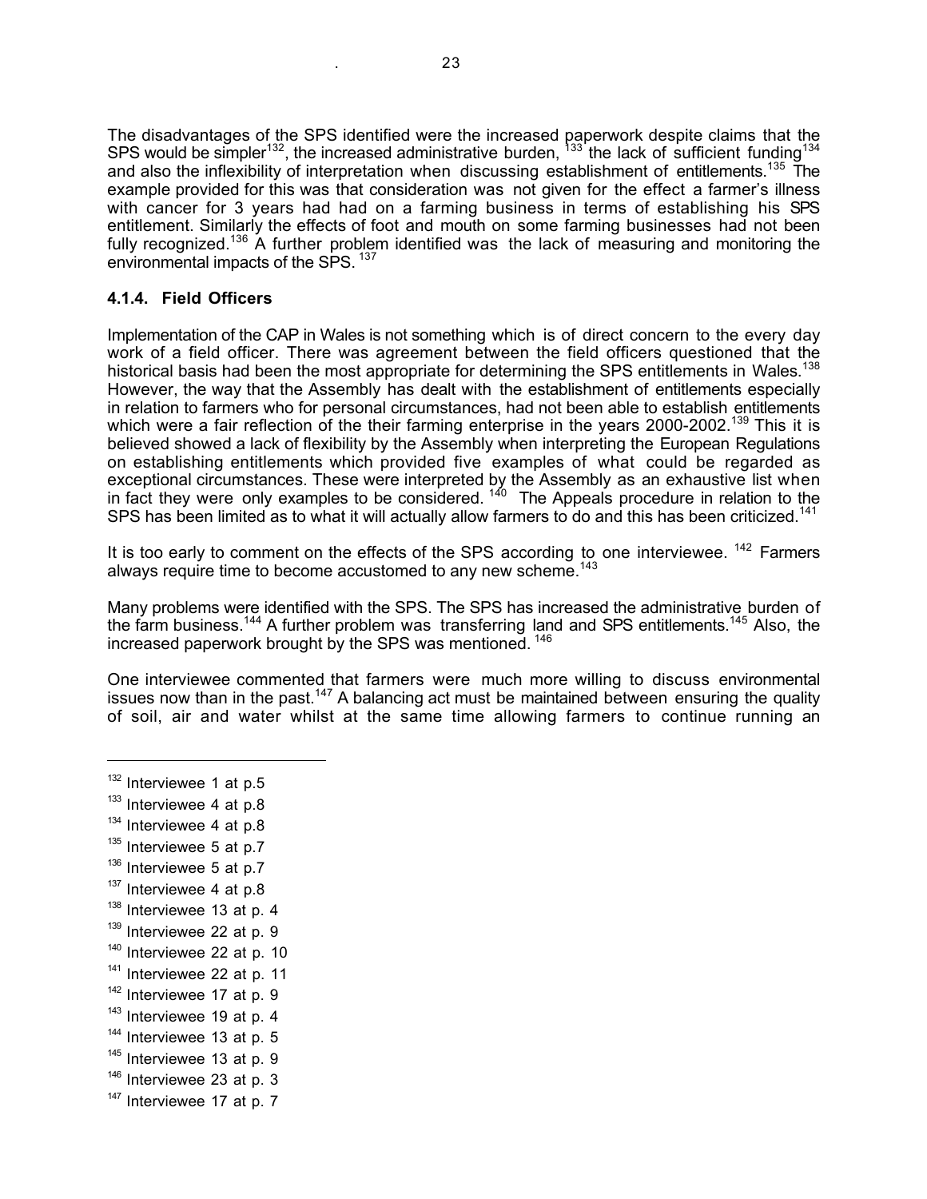The disadvantages of the SPS identified were the increased paperwork despite claims that the SPS would be simpler[132], the increased administrative burden, [133] the lack of sufficient funding[134] and also the inflexibility of interpretation when discussing establishment of entitlements.[135] The example provided for this was that consideration was not given for the effect a farmer's illness with cancer for 3 years had had on a farming business in terms of establishing his SPS entitlement. Similarly the effects of foot and mouth on some farming businesses had not been fully recognized.[136] A further problem identified was the lack of measuring and monitoring the environmental impacts of the SPS. [137]

### 4.1.4. Field Officers

Implementation of the CAP in Wales is not something which is of direct concern to the every day work of a field officer. There was agreement between the field officers questioned that the historical basis had been the most appropriate for determining the SPS entitlements in Wales.[138] However, the way that the Assembly has dealt with the establishment of entitlements especially in relation to farmers who for personal circumstances, had not been able to establish entitlements which were a fair reflection of the their farming enterprise in the years 2000-2002.[139] This it is believed showed a lack of flexibility by the Assembly when interpreting the European Regulations on establishing entitlements which provided five examples of what could be regarded as exceptional circumstances. These were interpreted by the Assembly as an exhaustive list when in fact they were only examples to be considered. [140] The Appeals procedure in relation to the SPS has been limited as to what it will actually allow farmers to do and this has been criticized.[141]

It is too early to comment on the effects of the SPS according to one interviewee. [142] Farmers always require time to become accustomed to any new scheme.[143]

Many problems were identified with the SPS. The SPS has increased the administrative burden of the farm business.[144] A further problem was transferring land and SPS entitlements.[145] Also, the increased paperwork brought by the SPS was mentioned. [146]

One interviewee commented that farmers were much more willing to discuss environmental issues now than in the past.[147] A balancing act must be maintained between ensuring the quality of soil, air and water whilst at the same time allowing farmers to continue running an

---

[132] Interviewee 1 at p.5
[133] Interviewee 4 at p.8
[134] Interviewee 4 at p.8
[135] Interviewee 5 at p.7
[136] Interviewee 5 at p.7
[137] Interviewee 4 at p.8
[138] Interviewee 13 at p. 4
[139] Interviewee 22 at p. 9
[140] Interviewee 22 at p. 10
[141] Interviewee 22 at p. 11
[142] Interviewee 17 at p. 9
[143] Interviewee 19 at p. 4
[144] Interviewee 13 at p. 5
[145] Interviewee 13 at p. 9
[146] Interviewee 23 at p. 3
[147] Interviewee 17 at p. 7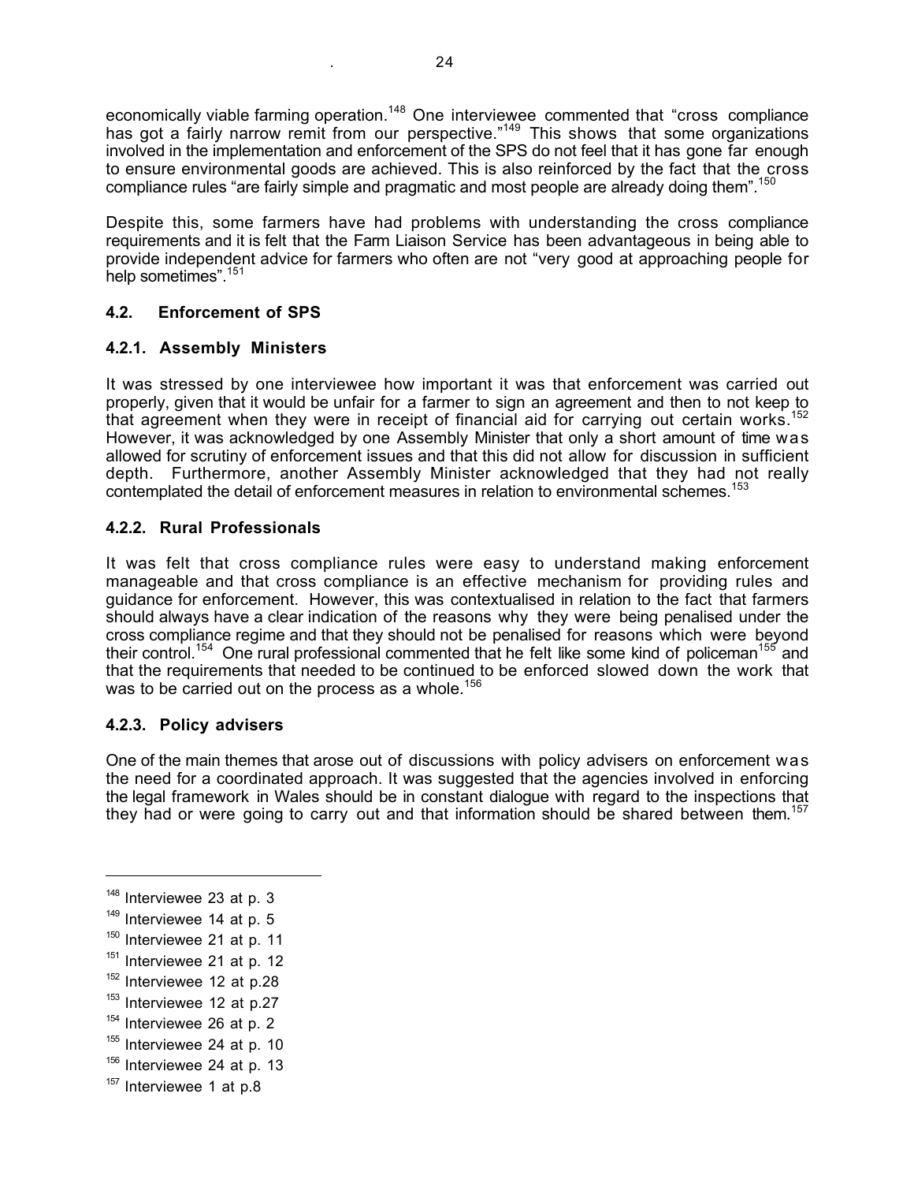economically viable farming operation.[148] One interviewee commented that "cross compliance has got a fairly narrow remit from our perspective."[149] This shows that some organizations involved in the implementation and enforcement of the SPS do not feel that it has gone far enough to ensure environmental goods are achieved. This is also reinforced by the fact that the cross compliance rules "are fairly simple and pragmatic and most people are already doing them".[150]

Despite this, some farmers have had problems with understanding the cross compliance requirements and it is felt that the Farm Liaison Service has been advantageous in being able to provide independent advice for farmers who often are not "very good at approaching people for help sometimes".[151]

### 4.2. Enforcement of SPS

#### 4.2.1. Assembly Ministers

It was stressed by one interviewee how important it was that enforcement was carried out properly, given that it would be unfair for a farmer to sign an agreement and then to not keep to that agreement when they were in receipt of financial aid for carrying out certain works.[152] However, it was acknowledged by one Assembly Minister that only a short amount of time was allowed for scrutiny of enforcement issues and that this did not allow for discussion in sufficient depth. Furthermore, another Assembly Minister acknowledged that they had not really contemplated the detail of enforcement measures in relation to environmental schemes.[153]

#### 4.2.2. Rural Professionals

It was felt that cross compliance rules were easy to understand making enforcement manageable and that cross compliance is an effective mechanism for providing rules and guidance for enforcement. However, this was contextualised in relation to the fact that farmers should always have a clear indication of the reasons why they were being penalised under the cross compliance regime and that they should not be penalised for reasons which were beyond their control.[154] One rural professional commented that he felt like some kind of policeman[155] and that the requirements that needed to be continued to be enforced slowed down the work that was to be carried out on the process as a whole.[156]

#### 4.2.3. Policy advisers

One of the main themes that arose out of discussions with policy advisers on enforcement was the need for a coordinated approach. It was suggested that the agencies involved in enforcing the legal framework in Wales should be in constant dialogue with regard to the inspections that they had or were going to carry out and that information should be shared between them.[157]

---

[148] Interviewee 23 at p. 3

[149] Interviewee 14 at p. 5

[150] Interviewee 21 at p. 11

[151] Interviewee 21 at p. 12

[152] Interviewee 12 at p.28

[153] Interviewee 12 at p.27

[154] Interviewee 26 at p. 2

[155] Interviewee 24 at p. 10

[156] Interviewee 24 at p. 13

[157] Interviewee 1 at p.8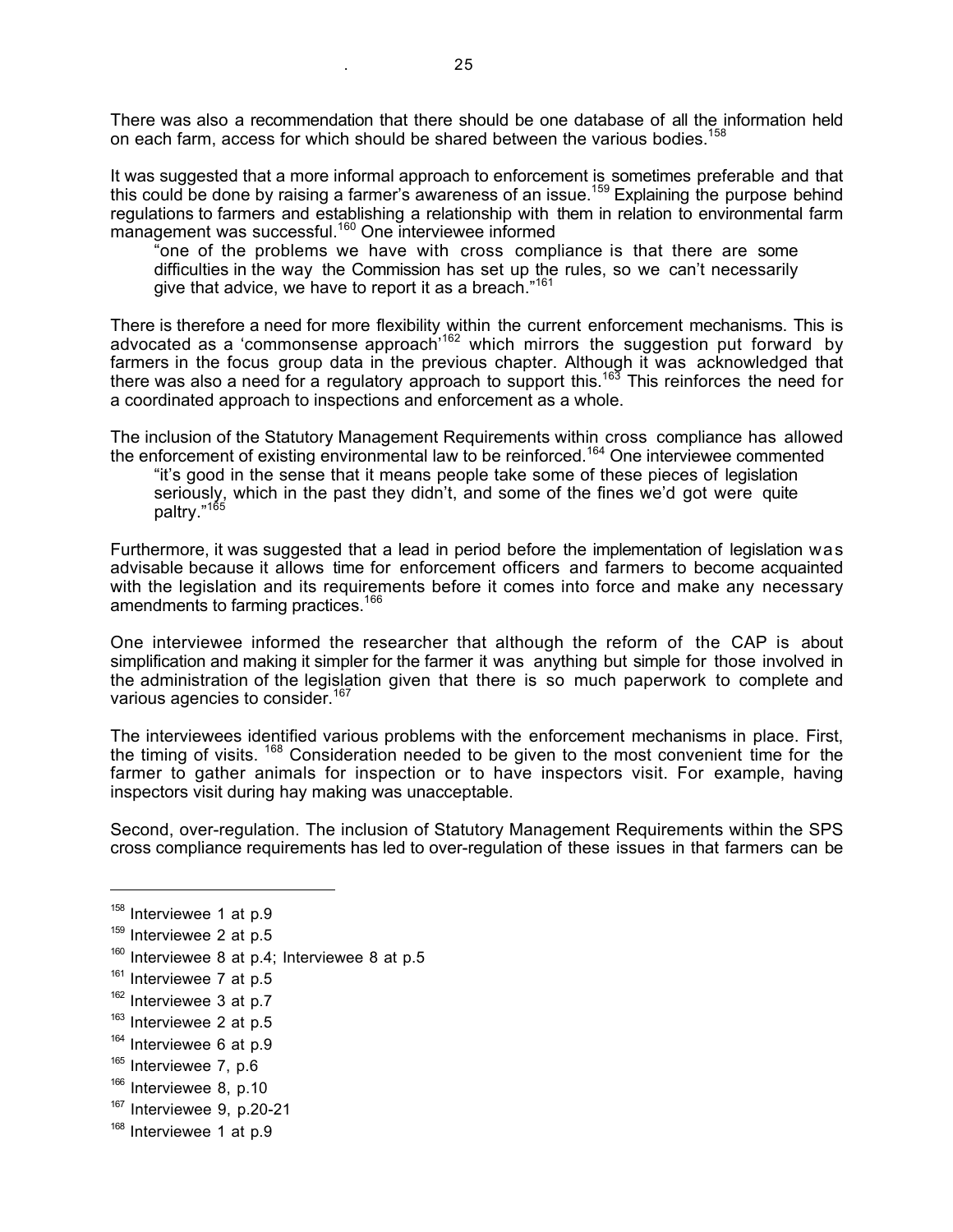There was also a recommendation that there should be one database of all the information held on each farm, access for which should be shared between the various bodies.[158]

It was suggested that a more informal approach to enforcement is sometimes preferable and that this could be done by raising a farmer's awareness of an issue.[159] Explaining the purpose behind regulations to farmers and establishing a relationship with them in relation to environmental farm management was successful.[160] One interviewee informed

> "one of the problems we have with cross compliance is that there are some difficulties in the way the Commission has set up the rules, so we can't necessarily give that advice, we have to report it as a breach."[161]

There is therefore a need for more flexibility within the current enforcement mechanisms. This is advocated as a 'commonsense approach'[162] which mirrors the suggestion put forward by farmers in the focus group data in the previous chapter. Although it was acknowledged that there was also a need for a regulatory approach to support this.[163] This reinforces the need for a coordinated approach to inspections and enforcement as a whole.

The inclusion of the Statutory Management Requirements within cross compliance has allowed the enforcement of existing environmental law to be reinforced.[164] One interviewee commented

> "it's good in the sense that it means people take some of these pieces of legislation seriously, which in the past they didn't, and some of the fines we'd got were quite paltry."[165]

Furthermore, it was suggested that a lead in period before the implementation of legislation was advisable because it allows time for enforcement officers and farmers to become acquainted with the legislation and its requirements before it comes into force and make any necessary amendments to farming practices.[166]

One interviewee informed the researcher that although the reform of the CAP is about simplification and making it simpler for the farmer it was anything but simple for those involved in the administration of the legislation given that there is so much paperwork to complete and various agencies to consider.[167]

The interviewees identified various problems with the enforcement mechanisms in place. First, the timing of visits.[168] Consideration needed to be given to the most convenient time for the farmer to gather animals for inspection or to have inspectors visit. For example, having inspectors visit during hay making was unacceptable.

Second, over-regulation. The inclusion of Statutory Management Requirements within the SPS cross compliance requirements has led to over-regulation of these issues in that farmers can be

---

[158] Interviewee 1 at p.9
[159] Interviewee 2 at p.5
[160] Interviewee 8 at p.4; Interviewee 8 at p.5
[161] Interviewee 7 at p.5
[162] Interviewee 3 at p.7
[163] Interviewee 2 at p.5
[164] Interviewee 6 at p.9
[165] Interviewee 7, p.6
[166] Interviewee 8, p.10
[167] Interviewee 9, p.20-21
[168] Interviewee 1 at p.9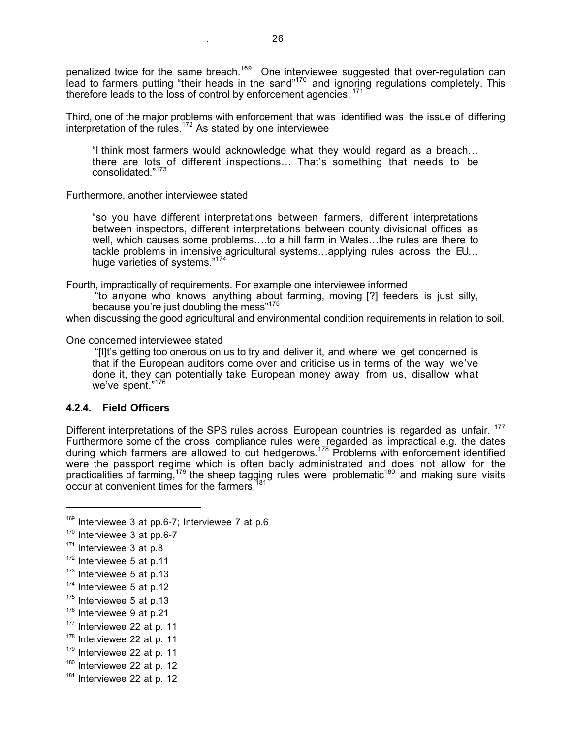penalized twice for the same breach.[169] One interviewee suggested that over-regulation can lead to farmers putting "their heads in the sand"[170] and ignoring regulations completely. This therefore leads to the loss of control by enforcement agencies.[171]

Third, one of the major problems with enforcement that was identified was the issue of differing interpretation of the rules.[172] As stated by one interviewee

> "I think most farmers would acknowledge what they would regard as a breach… there are lots of different inspections… That's something that needs to be consolidated."[173]

Furthermore, another interviewee stated

> "so you have different interpretations between farmers, different interpretations between inspectors, different interpretations between county divisional offices as well, which causes some problems….to a hill farm in Wales…the rules are there to tackle problems in intensive agricultural systems…applying rules across the EU… huge varieties of systems."[174]

Fourth, impractically of requirements. For example one interviewee informed

> "to anyone who knows anything about farming, moving [?] feeders is just silly, because you're just doubling the mess"[175]

when discussing the good agricultural and environmental condition requirements in relation to soil.

One concerned interviewee stated

> "[I]t's getting too onerous on us to try and deliver it, and where we get concerned is that if the European auditors come over and criticise us in terms of the way we've done it, they can potentially take European money away from us, disallow what we've spent."[176]

### 4.2.4. Field Officers

Different interpretations of the SPS rules across European countries is regarded as unfair.[177] Furthermore some of the cross compliance rules were regarded as impractical e.g. the dates during which farmers are allowed to cut hedgerows.[178] Problems with enforcement identified were the passport regime which is often badly administrated and does not allow for the practicalities of farming,[179] the sheep tagging rules were problematic[180] and making sure visits occur at convenient times for the farmers.[181]

---

[169] Interviewee 3 at pp.6-7; Interviewee 7 at p.6

[170] Interviewee 3 at pp.6-7

[171] Interviewee 3 at p.8

[172] Interviewee 5 at p.11

[173] Interviewee 5 at p.13

[174] Interviewee 5 at p.12

[175] Interviewee 5 at p.13

[176] Interviewee 9 at p.21

[177] Interviewee 22 at p. 11

[178] Interviewee 22 at p. 11

[179] Interviewee 22 at p. 11

[180] Interviewee 22 at p. 12

[181] Interviewee 22 at p. 12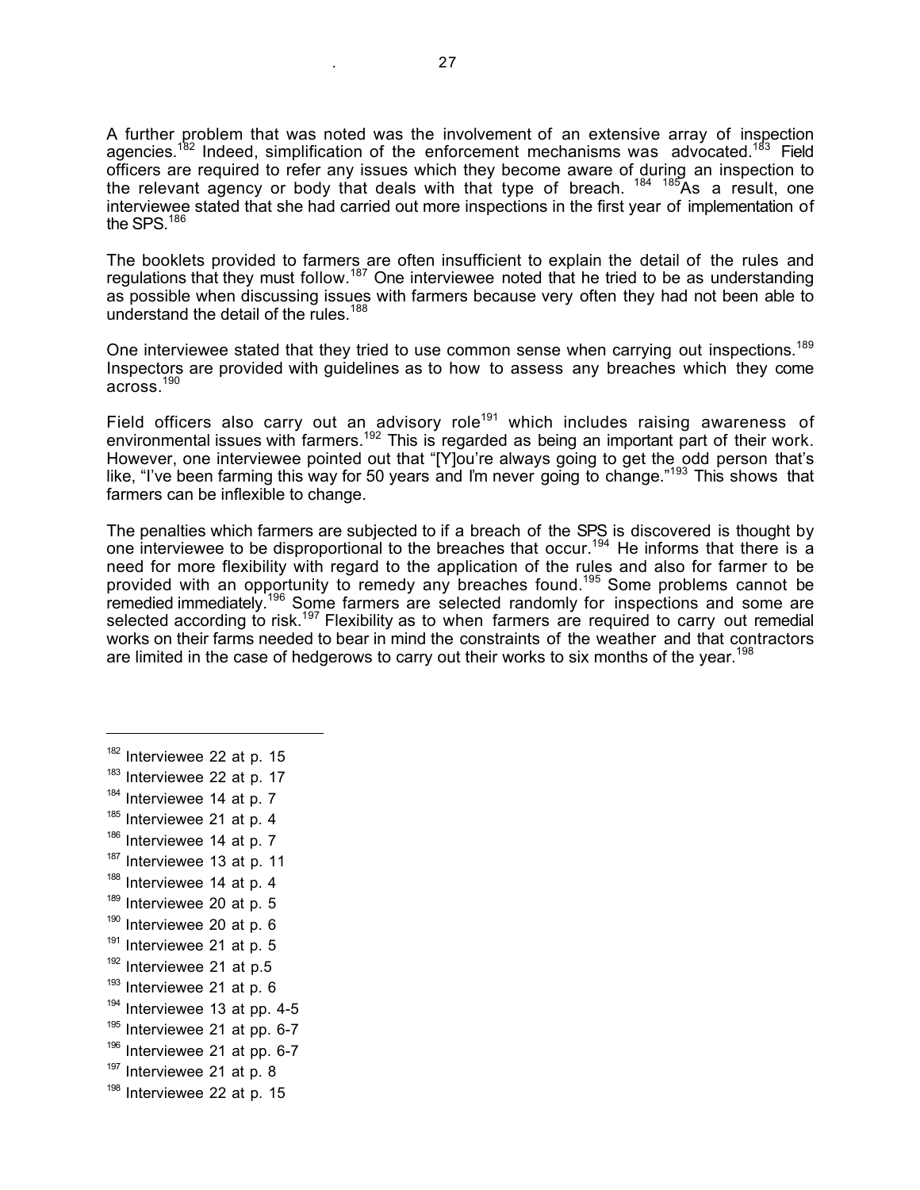A further problem that was noted was the involvement of an extensive array of inspection agencies.[182] Indeed, simplification of the enforcement mechanisms was advocated.[183] Field officers are required to refer any issues which they become aware of during an inspection to the relevant agency or body that deals with that type of breach. [184] [185]As a result, one interviewee stated that she had carried out more inspections in the first year of implementation of the SPS.[186]

The booklets provided to farmers are often insufficient to explain the detail of the rules and regulations that they must follow.[187] One interviewee noted that he tried to be as understanding as possible when discussing issues with farmers because very often they had not been able to understand the detail of the rules.[188]

One interviewee stated that they tried to use common sense when carrying out inspections.[189] Inspectors are provided with guidelines as to how to assess any breaches which they come across.[190]

Field officers also carry out an advisory role[191] which includes raising awareness of environmental issues with farmers.[192] This is regarded as being an important part of their work. However, one interviewee pointed out that "[Y]ou're always going to get the odd person that's like, "I've been farming this way for 50 years and I'm never going to change."[193] This shows that farmers can be inflexible to change.

The penalties which farmers are subjected to if a breach of the SPS is discovered is thought by one interviewee to be disproportional to the breaches that occur.[194] He informs that there is a need for more flexibility with regard to the application of the rules and also for farmer to be provided with an opportunity to remedy any breaches found.[195] Some problems cannot be remedied immediately.[196] Some farmers are selected randomly for inspections and some are selected according to risk.[197] Flexibility as to when farmers are required to carry out remedial works on their farms needed to bear in mind the constraints of the weather and that contractors are limited in the case of hedgerows to carry out their works to six months of the year.[198]

---

[182] Interviewee 22 at p. 15
[183] Interviewee 22 at p. 17
[184] Interviewee 14 at p. 7
[185] Interviewee 21 at p. 4
[186] Interviewee 14 at p. 7
[187] Interviewee 13 at p. 11
[188] Interviewee 14 at p. 4
[189] Interviewee 20 at p. 5
[190] Interviewee 20 at p. 6
[191] Interviewee 21 at p. 5
[192] Interviewee 21 at p.5
[193] Interviewee 21 at p. 6
[194] Interviewee 13 at pp. 4-5
[195] Interviewee 21 at pp. 6-7
[196] Interviewee 21 at pp. 6-7
[197] Interviewee 21 at p. 8
[198] Interviewee 22 at p. 15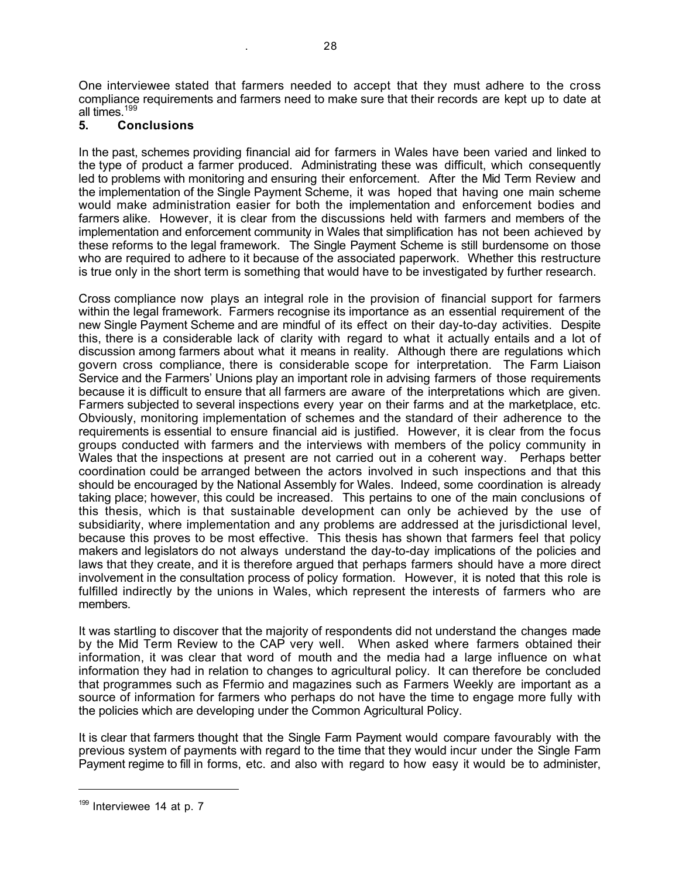One interviewee stated that farmers needed to accept that they must adhere to the cross compliance requirements and farmers need to make sure that their records are kept up to date at all times.[199]

## 5. Conclusions

In the past, schemes providing financial aid for farmers in Wales have been varied and linked to the type of product a farmer produced. Administrating these was difficult, which consequently led to problems with monitoring and ensuring their enforcement. After the Mid Term Review and the implementation of the Single Payment Scheme, it was hoped that having one main scheme would make administration easier for both the implementation and enforcement bodies and farmers alike. However, it is clear from the discussions held with farmers and members of the implementation and enforcement community in Wales that simplification has not been achieved by these reforms to the legal framework. The Single Payment Scheme is still burdensome on those who are required to adhere to it because of the associated paperwork. Whether this restructure is true only in the short term is something that would have to be investigated by further research.

Cross compliance now plays an integral role in the provision of financial support for farmers within the legal framework. Farmers recognise its importance as an essential requirement of the new Single Payment Scheme and are mindful of its effect on their day-to-day activities. Despite this, there is a considerable lack of clarity with regard to what it actually entails and a lot of discussion among farmers about what it means in reality. Although there are regulations which govern cross compliance, there is considerable scope for interpretation. The Farm Liaison Service and the Farmers' Unions play an important role in advising farmers of those requirements because it is difficult to ensure that all farmers are aware of the interpretations which are given. Farmers subjected to several inspections every year on their farms and at the marketplace, etc. Obviously, monitoring implementation of schemes and the standard of their adherence to the requirements is essential to ensure financial aid is justified. However, it is clear from the focus groups conducted with farmers and the interviews with members of the policy community in Wales that the inspections at present are not carried out in a coherent way. Perhaps better coordination could be arranged between the actors involved in such inspections and that this should be encouraged by the National Assembly for Wales. Indeed, some coordination is already taking place; however, this could be increased. This pertains to one of the main conclusions of this thesis, which is that sustainable development can only be achieved by the use of subsidiarity, where implementation and any problems are addressed at the jurisdictional level, because this proves to be most effective. This thesis has shown that farmers feel that policy makers and legislators do not always understand the day-to-day implications of the policies and laws that they create, and it is therefore argued that perhaps farmers should have a more direct involvement in the consultation process of policy formation. However, it is noted that this role is fulfilled indirectly by the unions in Wales, which represent the interests of farmers who are members.

It was startling to discover that the majority of respondents did not understand the changes made by the Mid Term Review to the CAP very well. When asked where farmers obtained their information, it was clear that word of mouth and the media had a large influence on what information they had in relation to changes to agricultural policy. It can therefore be concluded that programmes such as Ffermio and magazines such as Farmers Weekly are important as a source of information for farmers who perhaps do not have the time to engage more fully with the policies which are developing under the Common Agricultural Policy.

It is clear that farmers thought that the Single Farm Payment would compare favourably with the previous system of payments with regard to the time that they would incur under the Single Farm Payment regime to fill in forms, etc. and also with regard to how easy it would be to administer,

[199] Interviewee 14 at p. 7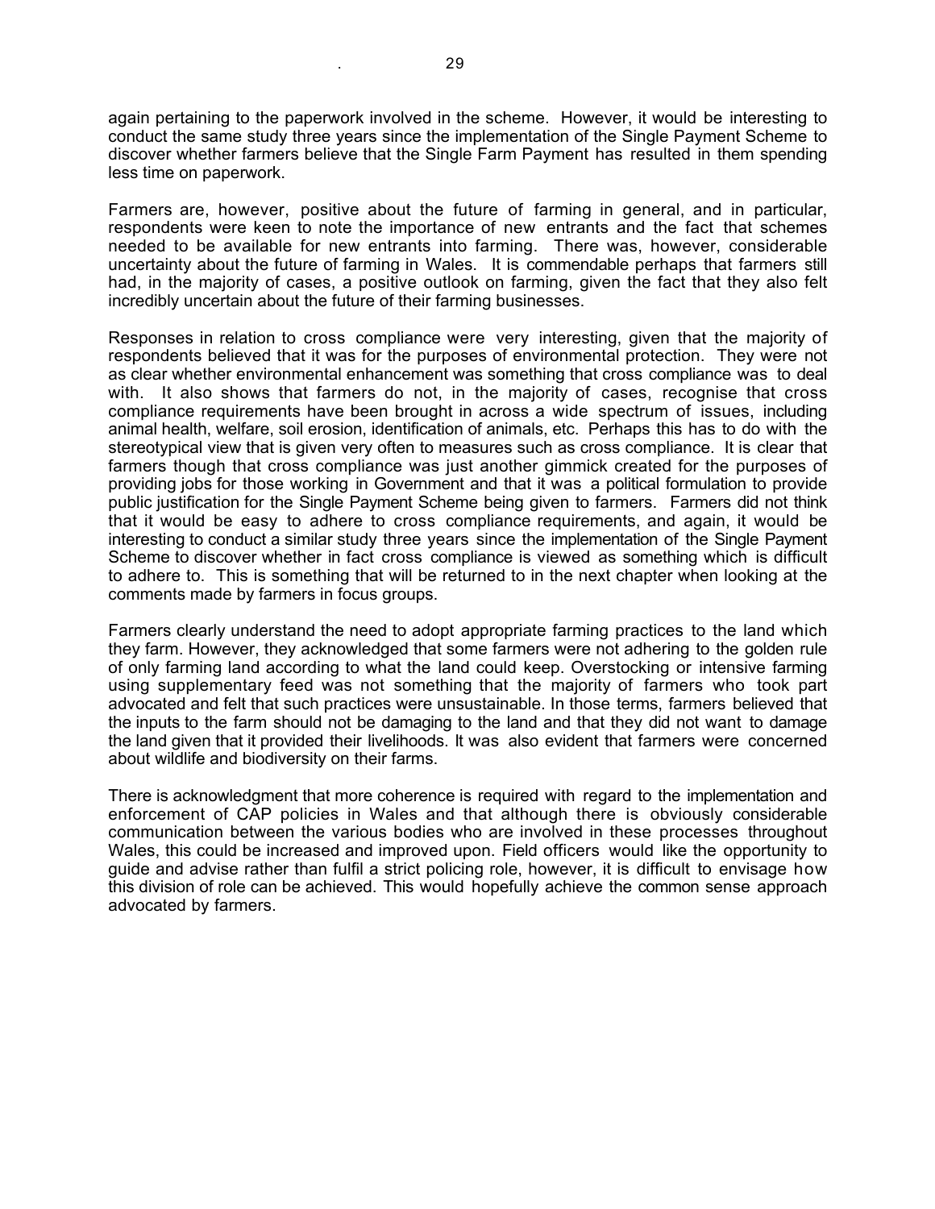again pertaining to the paperwork involved in the scheme. However, it would be interesting to conduct the same study three years since the implementation of the Single Payment Scheme to discover whether farmers believe that the Single Farm Payment has resulted in them spending less time on paperwork.

Farmers are, however, positive about the future of farming in general, and in particular, respondents were keen to note the importance of new entrants and the fact that schemes needed to be available for new entrants into farming. There was, however, considerable uncertainty about the future of farming in Wales. It is commendable perhaps that farmers still had, in the majority of cases, a positive outlook on farming, given the fact that they also felt incredibly uncertain about the future of their farming businesses.

Responses in relation to cross compliance were very interesting, given that the majority of respondents believed that it was for the purposes of environmental protection. They were not as clear whether environmental enhancement was something that cross compliance was to deal with. It also shows that farmers do not, in the majority of cases, recognise that cross compliance requirements have been brought in across a wide spectrum of issues, including animal health, welfare, soil erosion, identification of animals, etc. Perhaps this has to do with the stereotypical view that is given very often to measures such as cross compliance. It is clear that farmers though that cross compliance was just another gimmick created for the purposes of providing jobs for those working in Government and that it was a political formulation to provide public justification for the Single Payment Scheme being given to farmers. Farmers did not think that it would be easy to adhere to cross compliance requirements, and again, it would be interesting to conduct a similar study three years since the implementation of the Single Payment Scheme to discover whether in fact cross compliance is viewed as something which is difficult to adhere to. This is something that will be returned to in the next chapter when looking at the comments made by farmers in focus groups.

Farmers clearly understand the need to adopt appropriate farming practices to the land which they farm. However, they acknowledged that some farmers were not adhering to the golden rule of only farming land according to what the land could keep. Overstocking or intensive farming using supplementary feed was not something that the majority of farmers who took part advocated and felt that such practices were unsustainable. In those terms, farmers believed that the inputs to the farm should not be damaging to the land and that they did not want to damage the land given that it provided their livelihoods. It was also evident that farmers were concerned about wildlife and biodiversity on their farms.

There is acknowledgment that more coherence is required with regard to the implementation and enforcement of CAP policies in Wales and that although there is obviously considerable communication between the various bodies who are involved in these processes throughout Wales, this could be increased and improved upon. Field officers would like the opportunity to guide and advise rather than fulfil a strict policing role, however, it is difficult to envisage how this division of role can be achieved. This would hopefully achieve the common sense approach advocated by farmers.